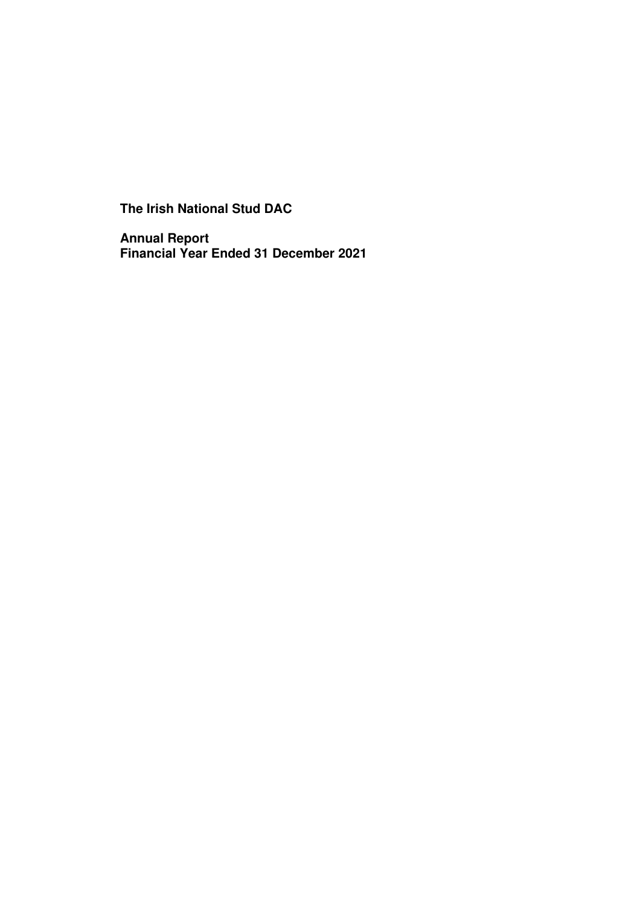# The Irish National Stud DAC

## Annual Report
## Financial Year Ended 31 December 2021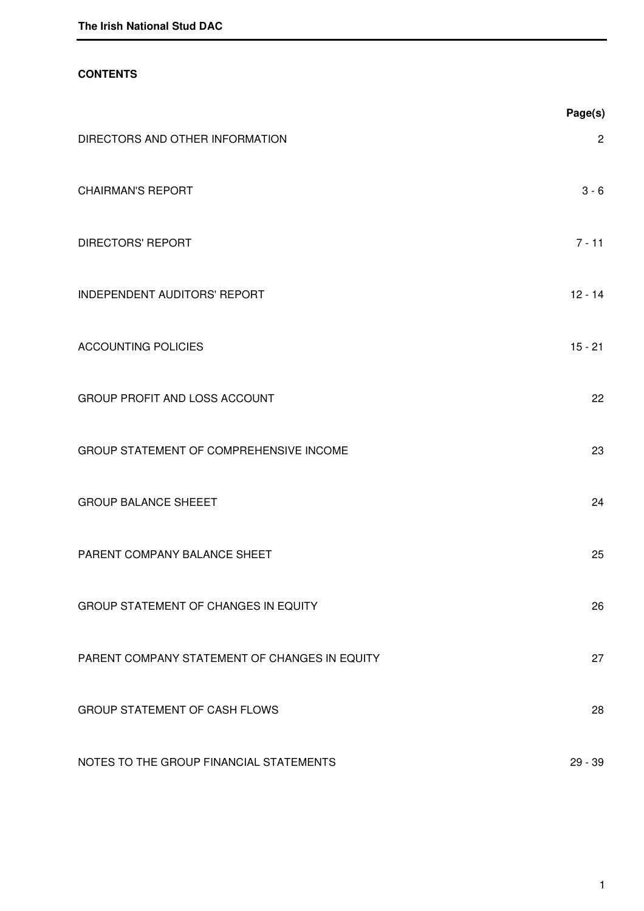## CONTENTS

| | Page(s) |
|---|---|
| DIRECTORS AND OTHER INFORMATION | 2 |
| CHAIRMAN'S REPORT | 3 - 6 |
| DIRECTORS' REPORT | 7 - 11 |
| INDEPENDENT AUDITORS' REPORT | 12 - 14 |
| ACCOUNTING POLICIES | 15 - 21 |
| GROUP PROFIT AND LOSS ACCOUNT | 22 |
| GROUP STATEMENT OF COMPREHENSIVE INCOME | 23 |
| GROUP BALANCE SHEEET | 24 |
| PARENT COMPANY BALANCE SHEET | 25 |
| GROUP STATEMENT OF CHANGES IN EQUITY | 26 |
| PARENT COMPANY STATEMENT OF CHANGES IN EQUITY | 27 |
| GROUP STATEMENT OF CASH FLOWS | 28 |
| NOTES TO THE GROUP FINANCIAL STATEMENTS | 29 - 39 |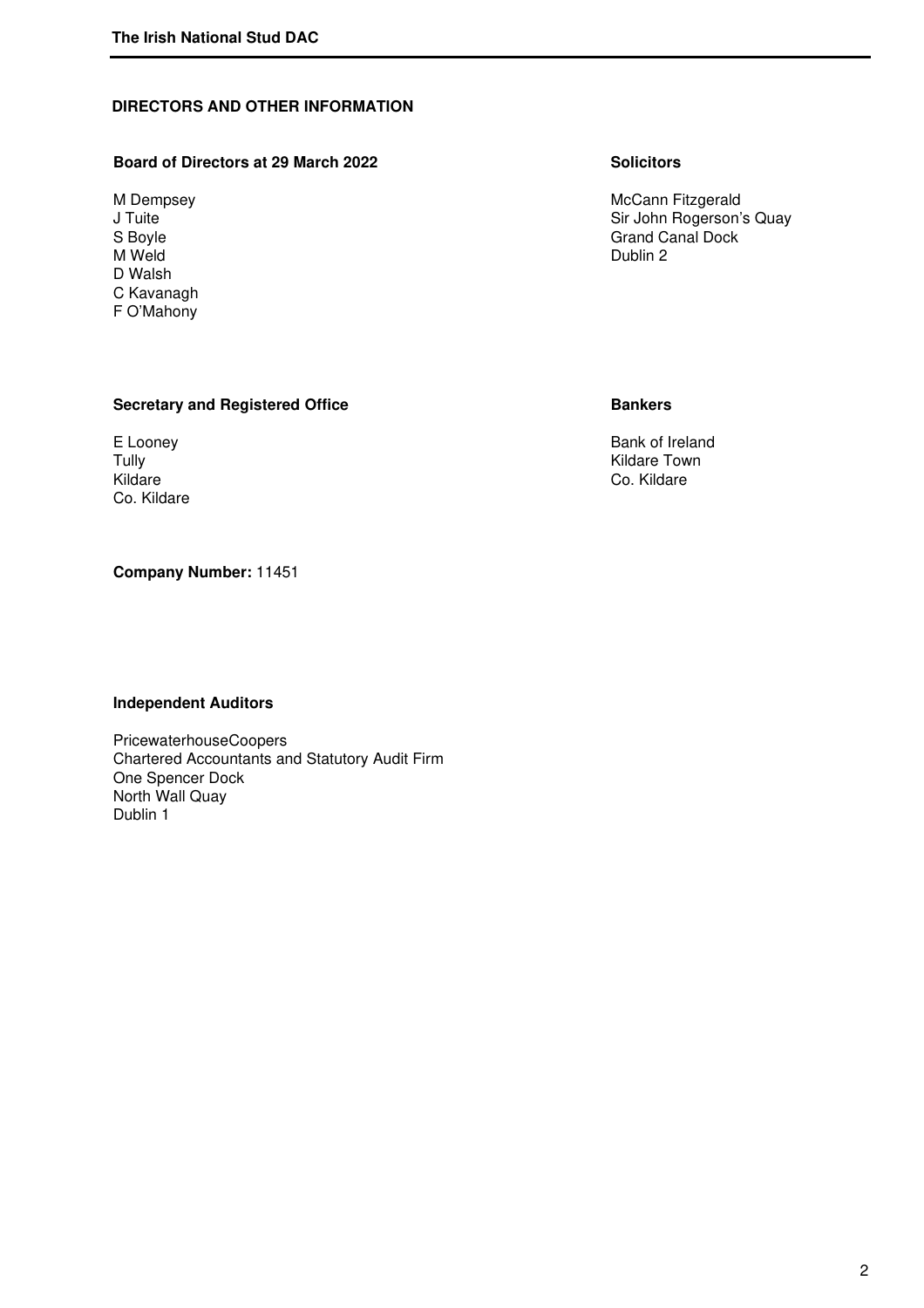## DIRECTORS AND OTHER INFORMATION

### Board of Directors at 29 March 2022

M Dempsey
J Tuite
S Boyle
M Weld
D Walsh
C Kavanagh
F O'Mahony

### Solicitors

McCann Fitzgerald
Sir John Rogerson's Quay
Grand Canal Dock
Dublin 2

### Secretary and Registered Office

E Looney
Tully
Kildare
Co. Kildare

### Bankers

Bank of Ireland
Kildare Town
Co. Kildare

**Company Number:** 11451

### Independent Auditors

PricewaterhouseCoopers
Chartered Accountants and Statutory Audit Firm
One Spencer Dock
North Wall Quay
Dublin 1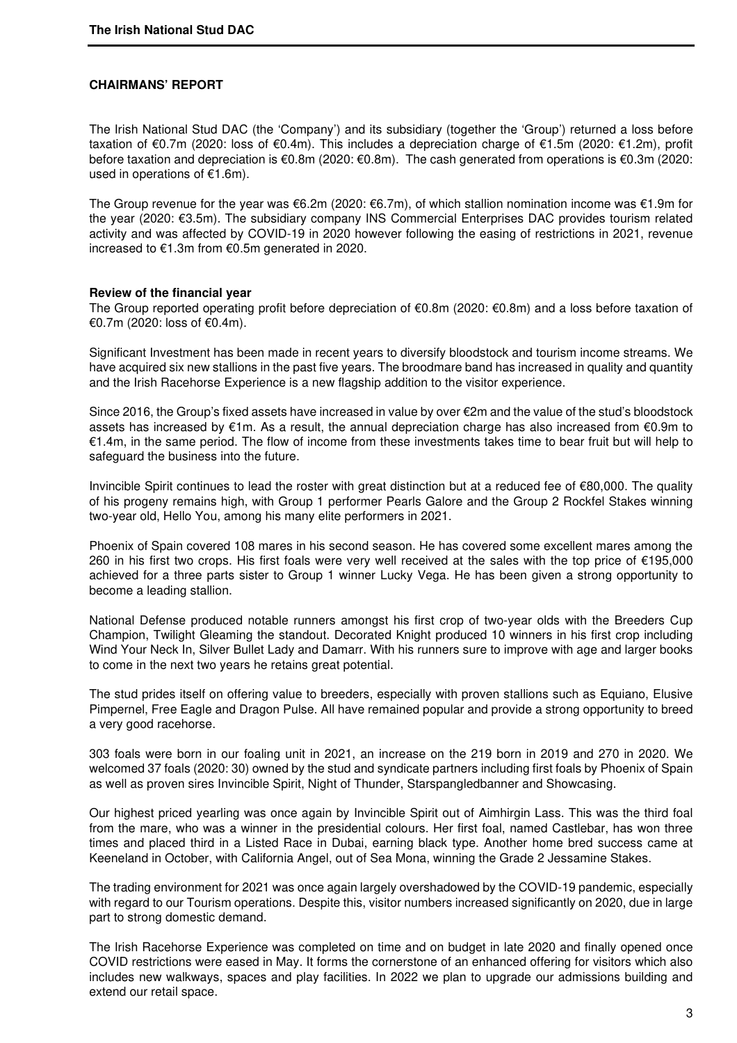## CHAIRMANS' REPORT

The Irish National Stud DAC (the 'Company') and its subsidiary (together the 'Group') returned a loss before taxation of €0.7m (2020: loss of €0.4m). This includes a depreciation charge of €1.5m (2020: €1.2m), profit before taxation and depreciation is €0.8m (2020: €0.8m). The cash generated from operations is €0.3m (2020: used in operations of €1.6m).

The Group revenue for the year was €6.2m (2020: €6.7m), of which stallion nomination income was €1.9m for the year (2020: €3.5m). The subsidiary company INS Commercial Enterprises DAC provides tourism related activity and was affected by COVID-19 in 2020 however following the easing of restrictions in 2021, revenue increased to €1.3m from €0.5m generated in 2020.

### Review of the financial year

The Group reported operating profit before depreciation of €0.8m (2020: €0.8m) and a loss before taxation of €0.7m (2020: loss of €0.4m).

Significant Investment has been made in recent years to diversify bloodstock and tourism income streams. We have acquired six new stallions in the past five years. The broodmare band has increased in quality and quantity and the Irish Racehorse Experience is a new flagship addition to the visitor experience.

Since 2016, the Group's fixed assets have increased in value by over €2m and the value of the stud's bloodstock assets has increased by €1m. As a result, the annual depreciation charge has also increased from €0.9m to €1.4m, in the same period. The flow of income from these investments takes time to bear fruit but will help to safeguard the business into the future.

Invincible Spirit continues to lead the roster with great distinction but at a reduced fee of €80,000. The quality of his progeny remains high, with Group 1 performer Pearls Galore and the Group 2 Rockfel Stakes winning two-year old, Hello You, among his many elite performers in 2021.

Phoenix of Spain covered 108 mares in his second season. He has covered some excellent mares among the 260 in his first two crops. His first foals were very well received at the sales with the top price of €195,000 achieved for a three parts sister to Group 1 winner Lucky Vega. He has been given a strong opportunity to become a leading stallion.

National Defense produced notable runners amongst his first crop of two-year olds with the Breeders Cup Champion, Twilight Gleaming the standout. Decorated Knight produced 10 winners in his first crop including Wind Your Neck In, Silver Bullet Lady and Damarr. With his runners sure to improve with age and larger books to come in the next two years he retains great potential.

The stud prides itself on offering value to breeders, especially with proven stallions such as Equiano, Elusive Pimpernel, Free Eagle and Dragon Pulse. All have remained popular and provide a strong opportunity to breed a very good racehorse.

303 foals were born in our foaling unit in 2021, an increase on the 219 born in 2019 and 270 in 2020. We welcomed 37 foals (2020: 30) owned by the stud and syndicate partners including first foals by Phoenix of Spain as well as proven sires Invincible Spirit, Night of Thunder, Starspangledbanner and Showcasing.

Our highest priced yearling was once again by Invincible Spirit out of Aimhirgin Lass. This was the third foal from the mare, who was a winner in the presidential colours. Her first foal, named Castlebar, has won three times and placed third in a Listed Race in Dubai, earning black type. Another home bred success came at Keeneland in October, with California Angel, out of Sea Mona, winning the Grade 2 Jessamine Stakes.

The trading environment for 2021 was once again largely overshadowed by the COVID-19 pandemic, especially with regard to our Tourism operations. Despite this, visitor numbers increased significantly on 2020, due in large part to strong domestic demand.

The Irish Racehorse Experience was completed on time and on budget in late 2020 and finally opened once COVID restrictions were eased in May. It forms the cornerstone of an enhanced offering for visitors which also includes new walkways, spaces and play facilities. In 2022 we plan to upgrade our admissions building and extend our retail space.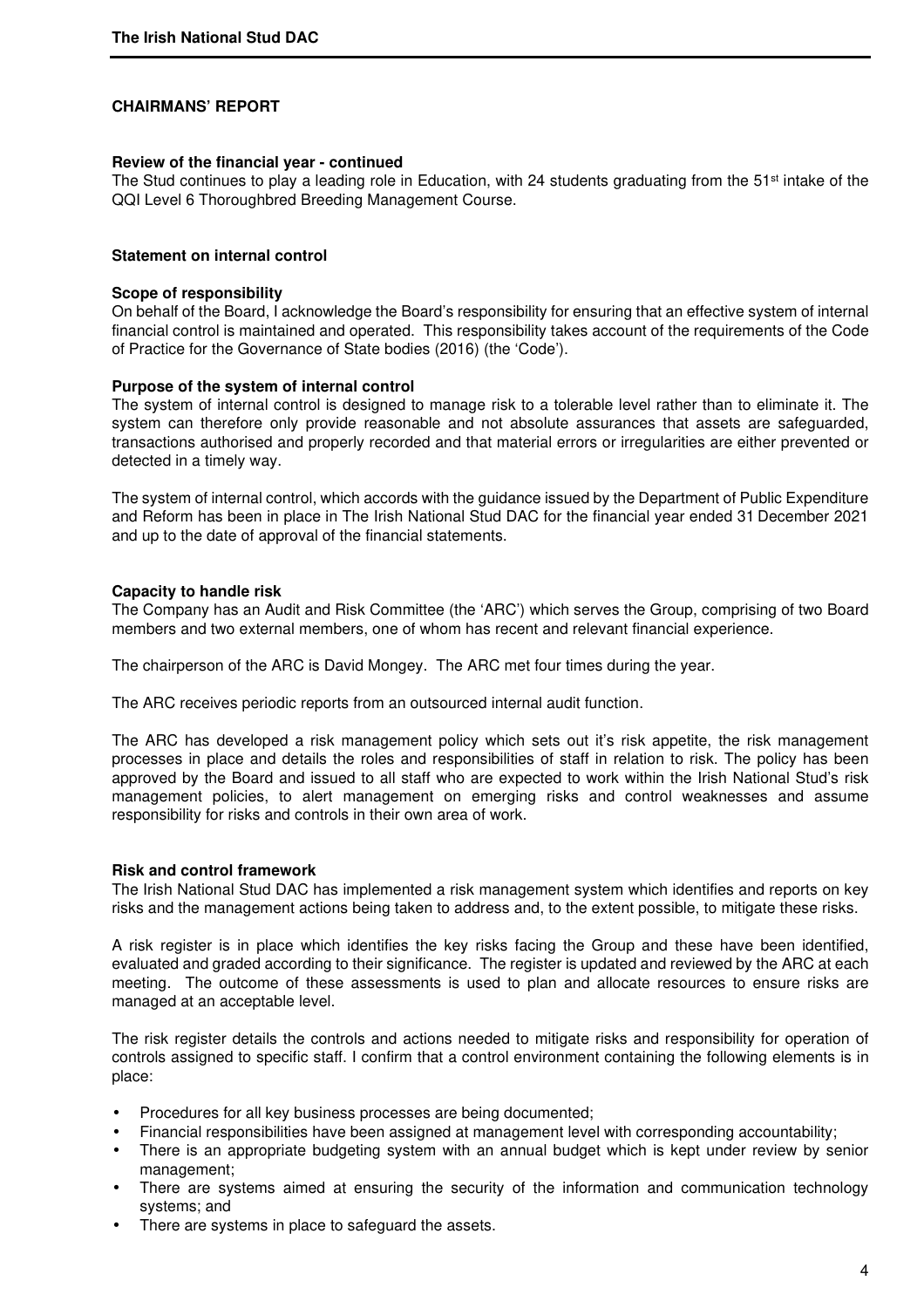## CHAIRMANS' REPORT

### Review of the financial year - continued

The Stud continues to play a leading role in Education, with 24 students graduating from the 51st intake of the QQI Level 6 Thoroughbred Breeding Management Course.

### Statement on internal control

#### Scope of responsibility

On behalf of the Board, I acknowledge the Board's responsibility for ensuring that an effective system of internal financial control is maintained and operated. This responsibility takes account of the requirements of the Code of Practice for the Governance of State bodies (2016) (the 'Code').

#### Purpose of the system of internal control

The system of internal control is designed to manage risk to a tolerable level rather than to eliminate it. The system can therefore only provide reasonable and not absolute assurances that assets are safeguarded, transactions authorised and properly recorded and that material errors or irregularities are either prevented or detected in a timely way.

The system of internal control, which accords with the guidance issued by the Department of Public Expenditure and Reform has been in place in The Irish National Stud DAC for the financial year ended 31 December 2021 and up to the date of approval of the financial statements.

#### Capacity to handle risk

The Company has an Audit and Risk Committee (the 'ARC') which serves the Group, comprising of two Board members and two external members, one of whom has recent and relevant financial experience.

The chairperson of the ARC is David Mongey. The ARC met four times during the year.

The ARC receives periodic reports from an outsourced internal audit function.

The ARC has developed a risk management policy which sets out it's risk appetite, the risk management processes in place and details the roles and responsibilities of staff in relation to risk. The policy has been approved by the Board and issued to all staff who are expected to work within the Irish National Stud's risk management policies, to alert management on emerging risks and control weaknesses and assume responsibility for risks and controls in their own area of work.

#### Risk and control framework

The Irish National Stud DAC has implemented a risk management system which identifies and reports on key risks and the management actions being taken to address and, to the extent possible, to mitigate these risks.

A risk register is in place which identifies the key risks facing the Group and these have been identified, evaluated and graded according to their significance. The register is updated and reviewed by the ARC at each meeting. The outcome of these assessments is used to plan and allocate resources to ensure risks are managed at an acceptable level.

The risk register details the controls and actions needed to mitigate risks and responsibility for operation of controls assigned to specific staff. I confirm that a control environment containing the following elements is in place:

- Procedures for all key business processes are being documented;
- Financial responsibilities have been assigned at management level with corresponding accountability;
- There is an appropriate budgeting system with an annual budget which is kept under review by senior management;
- There are systems aimed at ensuring the security of the information and communication technology systems; and
- There are systems in place to safeguard the assets.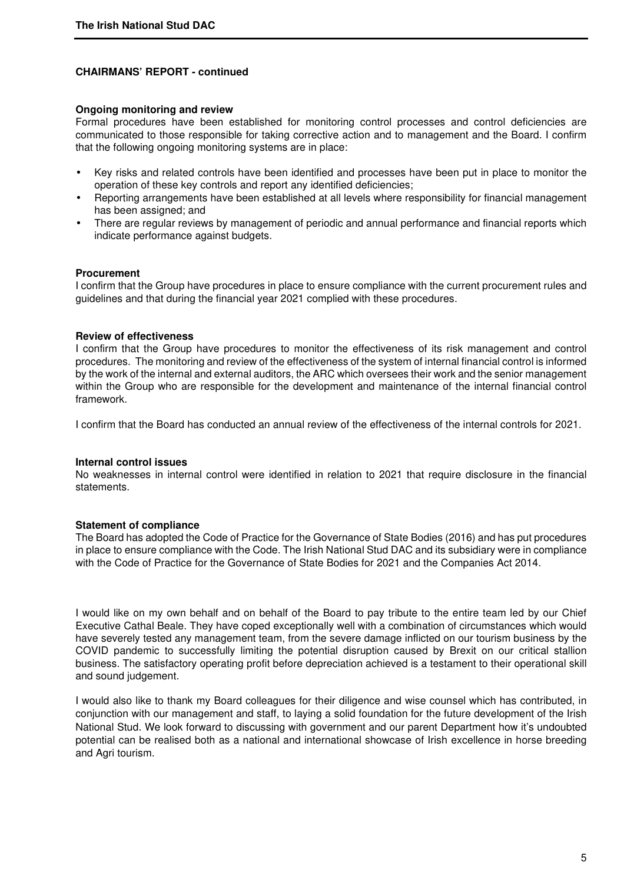**CHAIRMANS' REPORT - continued**

**Ongoing monitoring and review**

Formal procedures have been established for monitoring control processes and control deficiencies are communicated to those responsible for taking corrective action and to management and the Board. I confirm that the following ongoing monitoring systems are in place:

- Key risks and related controls have been identified and processes have been put in place to monitor the operation of these key controls and report any identified deficiencies;
- Reporting arrangements have been established at all levels where responsibility for financial management has been assigned; and
- There are regular reviews by management of periodic and annual performance and financial reports which indicate performance against budgets.

**Procurement**

I confirm that the Group have procedures in place to ensure compliance with the current procurement rules and guidelines and that during the financial year 2021 complied with these procedures.

**Review of effectiveness**

I confirm that the Group have procedures to monitor the effectiveness of its risk management and control procedures. The monitoring and review of the effectiveness of the system of internal financial control is informed by the work of the internal and external auditors, the ARC which oversees their work and the senior management within the Group who are responsible for the development and maintenance of the internal financial control framework.

I confirm that the Board has conducted an annual review of the effectiveness of the internal controls for 2021.

**Internal control issues**

No weaknesses in internal control were identified in relation to 2021 that require disclosure in the financial statements.

**Statement of compliance**

The Board has adopted the Code of Practice for the Governance of State Bodies (2016) and has put procedures in place to ensure compliance with the Code. The Irish National Stud DAC and its subsidiary were in compliance with the Code of Practice for the Governance of State Bodies for 2021 and the Companies Act 2014.

I would like on my own behalf and on behalf of the Board to pay tribute to the entire team led by our Chief Executive Cathal Beale. They have coped exceptionally well with a combination of circumstances which would have severely tested any management team, from the severe damage inflicted on our tourism business by the COVID pandemic to successfully limiting the potential disruption caused by Brexit on our critical stallion business. The satisfactory operating profit before depreciation achieved is a testament to their operational skill and sound judgement.

I would also like to thank my Board colleagues for their diligence and wise counsel which has contributed, in conjunction with our management and staff, to laying a solid foundation for the future development of the Irish National Stud. We look forward to discussing with government and our parent Department how it's undoubted potential can be realised both as a national and international showcase of Irish excellence in horse breeding and Agri tourism.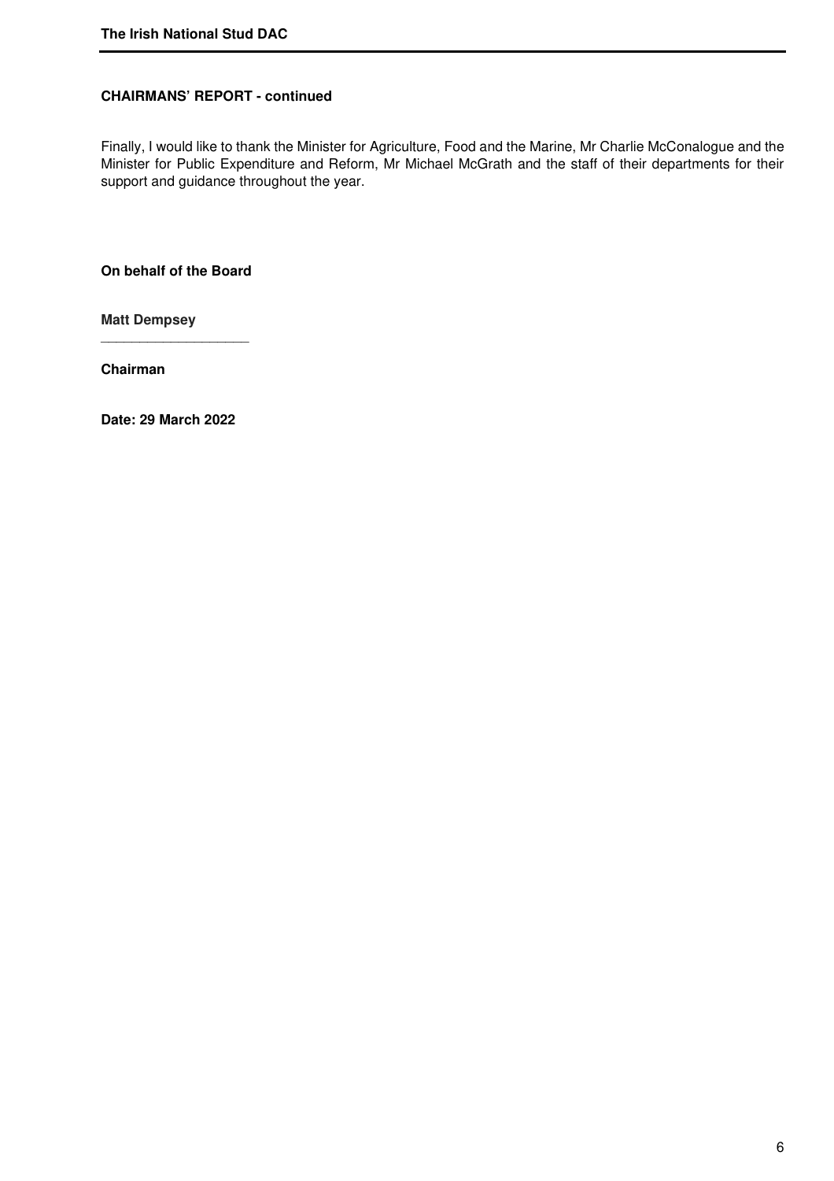**CHAIRMANS' REPORT - continued**

Finally, I would like to thank the Minister for Agriculture, Food and the Marine, Mr Charlie McConalogue and the Minister for Public Expenditure and Reform, Mr Michael McGrath and the staff of their departments for their support and guidance throughout the year.

**On behalf of the Board**

**Matt Dempsey**

\_\_\_\_\_\_\_\_\_\_\_\_\_\_\_\_\_\_\_\_

**Chairman**

**Date: 29 March 2022**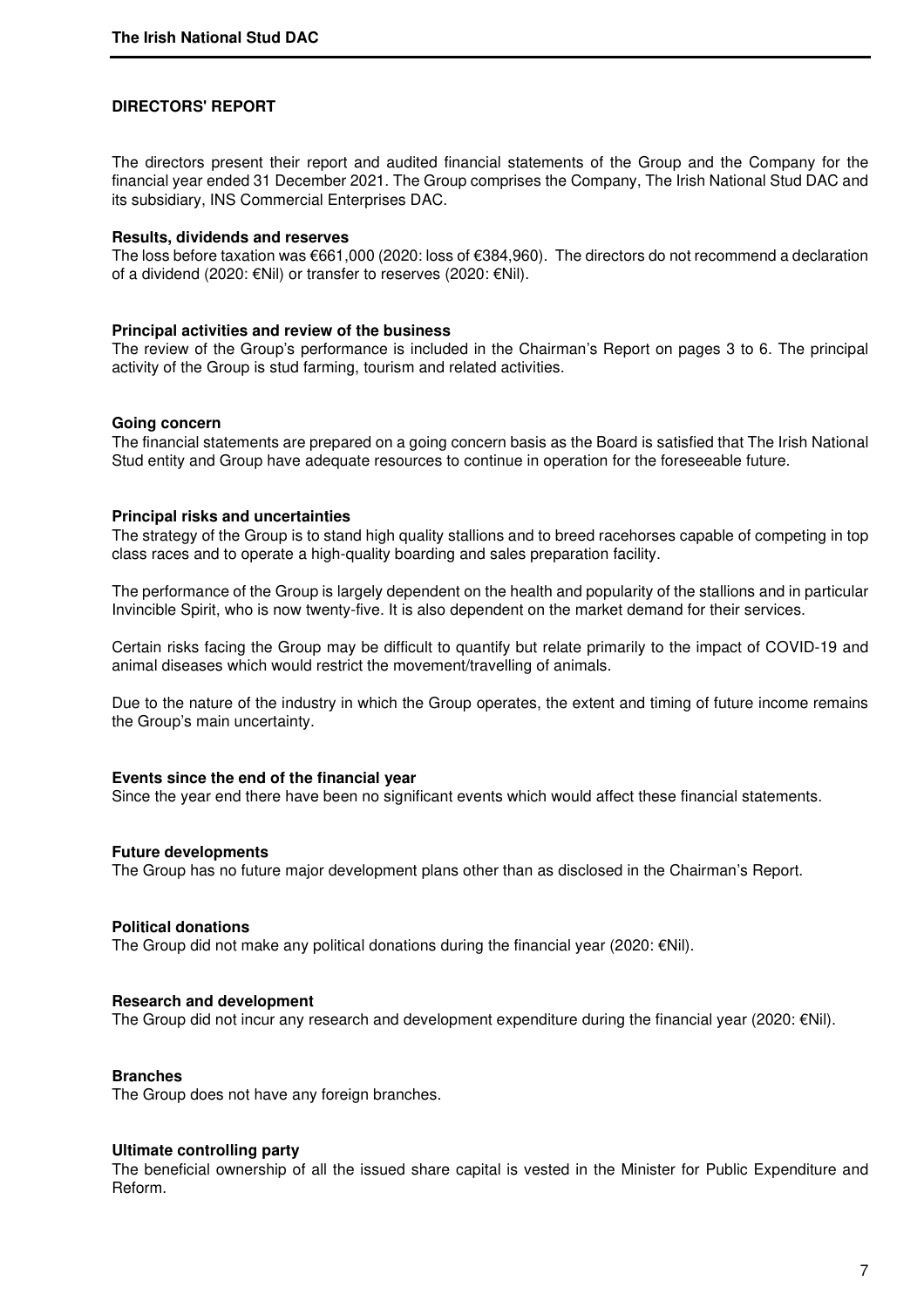## DIRECTORS' REPORT

The directors present their report and audited financial statements of the Group and the Company for the financial year ended 31 December 2021. The Group comprises the Company, The Irish National Stud DAC and its subsidiary, INS Commercial Enterprises DAC.

**Results, dividends and reserves**

The loss before taxation was €661,000 (2020: loss of €384,960). The directors do not recommend a declaration of a dividend (2020: €Nil) or transfer to reserves (2020: €Nil).

**Principal activities and review of the business**

The review of the Group's performance is included in the Chairman's Report on pages 3 to 6. The principal activity of the Group is stud farming, tourism and related activities.

**Going concern**

The financial statements are prepared on a going concern basis as the Board is satisfied that The Irish National Stud entity and Group have adequate resources to continue in operation for the foreseeable future.

**Principal risks and uncertainties**

The strategy of the Group is to stand high quality stallions and to breed racehorses capable of competing in top class races and to operate a high-quality boarding and sales preparation facility.

The performance of the Group is largely dependent on the health and popularity of the stallions and in particular Invincible Spirit, who is now twenty-five. It is also dependent on the market demand for their services.

Certain risks facing the Group may be difficult to quantify but relate primarily to the impact of COVID-19 and animal diseases which would restrict the movement/travelling of animals.

Due to the nature of the industry in which the Group operates, the extent and timing of future income remains the Group's main uncertainty.

**Events since the end of the financial year**

Since the year end there have been no significant events which would affect these financial statements.

**Future developments**

The Group has no future major development plans other than as disclosed in the Chairman's Report.

**Political donations**

The Group did not make any political donations during the financial year (2020: €Nil).

**Research and development**

The Group did not incur any research and development expenditure during the financial year (2020: €Nil).

**Branches**

The Group does not have any foreign branches.

**Ultimate controlling party**

The beneficial ownership of all the issued share capital is vested in the Minister for Public Expenditure and Reform.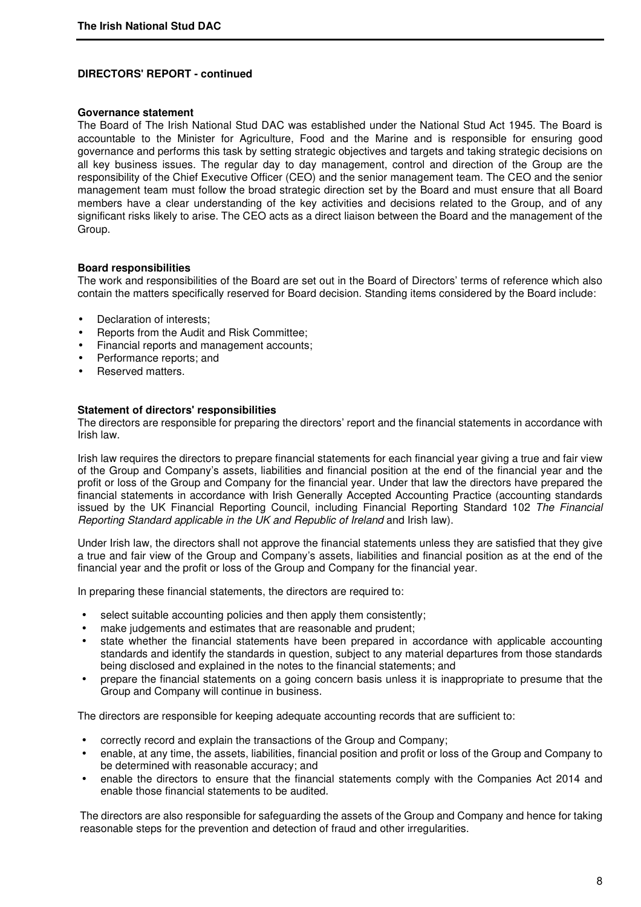## DIRECTORS' REPORT - continued

### Governance statement

The Board of The Irish National Stud DAC was established under the National Stud Act 1945. The Board is accountable to the Minister for Agriculture, Food and the Marine and is responsible for ensuring good governance and performs this task by setting strategic objectives and targets and taking strategic decisions on all key business issues. The regular day to day management, control and direction of the Group are the responsibility of the Chief Executive Officer (CEO) and the senior management team. The CEO and the senior management team must follow the broad strategic direction set by the Board and must ensure that all Board members have a clear understanding of the key activities and decisions related to the Group, and of any significant risks likely to arise. The CEO acts as a direct liaison between the Board and the management of the Group.

### Board responsibilities

The work and responsibilities of the Board are set out in the Board of Directors' terms of reference which also contain the matters specifically reserved for Board decision. Standing items considered by the Board include:

- Declaration of interests;
- Reports from the Audit and Risk Committee;
- Financial reports and management accounts;
- Performance reports; and
- Reserved matters.

### Statement of directors' responsibilities

The directors are responsible for preparing the directors' report and the financial statements in accordance with Irish law.

Irish law requires the directors to prepare financial statements for each financial year giving a true and fair view of the Group and Company's assets, liabilities and financial position at the end of the financial year and the profit or loss of the Group and Company for the financial year. Under that law the directors have prepared the financial statements in accordance with Irish Generally Accepted Accounting Practice (accounting standards issued by the UK Financial Reporting Council, including Financial Reporting Standard 102 *The Financial Reporting Standard applicable in the UK and Republic of Ireland* and Irish law).

Under Irish law, the directors shall not approve the financial statements unless they are satisfied that they give a true and fair view of the Group and Company's assets, liabilities and financial position as at the end of the financial year and the profit or loss of the Group and Company for the financial year.

In preparing these financial statements, the directors are required to:

- select suitable accounting policies and then apply them consistently;
- make judgements and estimates that are reasonable and prudent;
- state whether the financial statements have been prepared in accordance with applicable accounting standards and identify the standards in question, subject to any material departures from those standards being disclosed and explained in the notes to the financial statements; and
- prepare the financial statements on a going concern basis unless it is inappropriate to presume that the Group and Company will continue in business.

The directors are responsible for keeping adequate accounting records that are sufficient to:

- correctly record and explain the transactions of the Group and Company;
- enable, at any time, the assets, liabilities, financial position and profit or loss of the Group and Company to be determined with reasonable accuracy; and
- enable the directors to ensure that the financial statements comply with the Companies Act 2014 and enable those financial statements to be audited.

The directors are also responsible for safeguarding the assets of the Group and Company and hence for taking reasonable steps for the prevention and detection of fraud and other irregularities.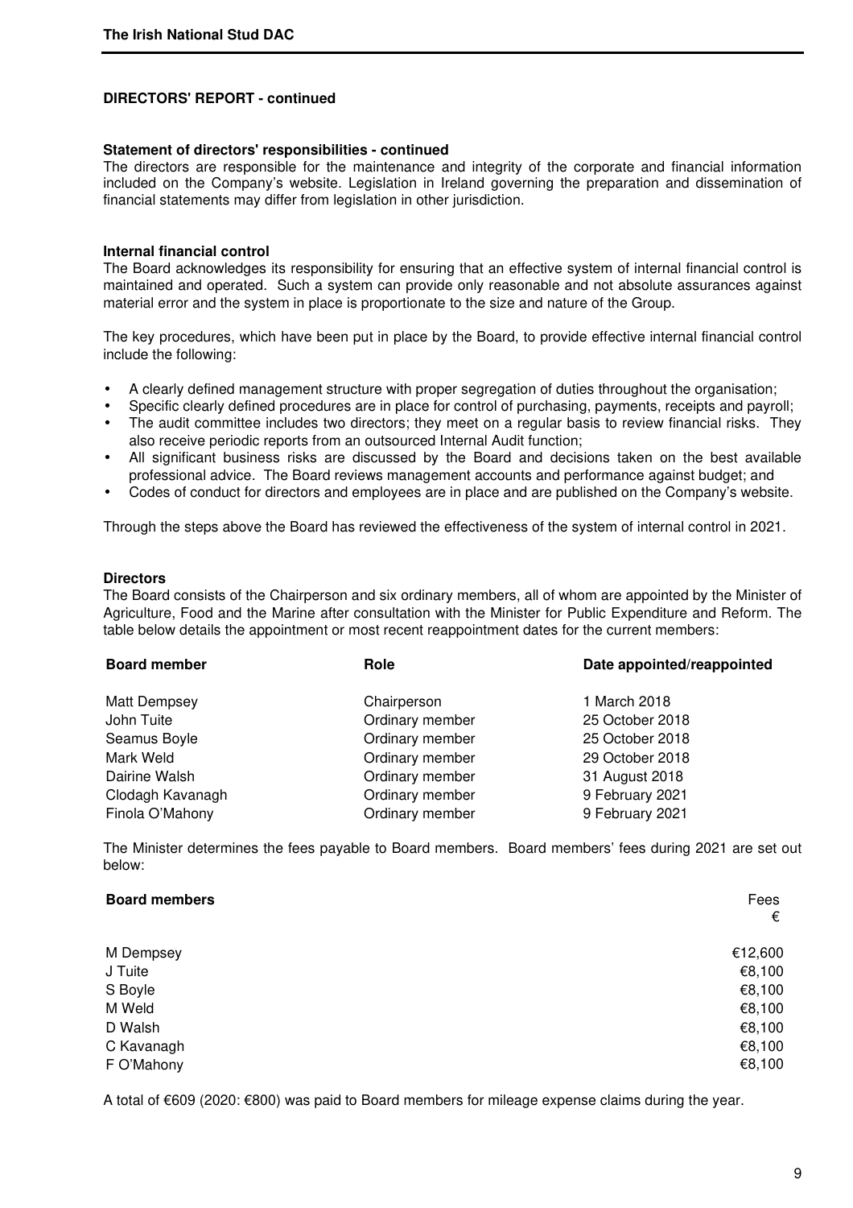## DIRECTORS' REPORT - continued

**Statement of directors' responsibilities - continued**

The directors are responsible for the maintenance and integrity of the corporate and financial information included on the Company's website. Legislation in Ireland governing the preparation and dissemination of financial statements may differ from legislation in other jurisdiction.

**Internal financial control**

The Board acknowledges its responsibility for ensuring that an effective system of internal financial control is maintained and operated. Such a system can provide only reasonable and not absolute assurances against material error and the system in place is proportionate to the size and nature of the Group.

The key procedures, which have been put in place by the Board, to provide effective internal financial control include the following:

- A clearly defined management structure with proper segregation of duties throughout the organisation;
- Specific clearly defined procedures are in place for control of purchasing, payments, receipts and payroll;
- The audit committee includes two directors; they meet on a regular basis to review financial risks. They also receive periodic reports from an outsourced Internal Audit function;
- All significant business risks are discussed by the Board and decisions taken on the best available professional advice. The Board reviews management accounts and performance against budget; and
- Codes of conduct for directors and employees are in place and are published on the Company's website.

Through the steps above the Board has reviewed the effectiveness of the system of internal control in 2021.

**Directors**

The Board consists of the Chairperson and six ordinary members, all of whom are appointed by the Minister of Agriculture, Food and the Marine after consultation with the Minister for Public Expenditure and Reform. The table below details the appointment or most recent reappointment dates for the current members:

| Board member | Role | Date appointed/reappointed |
|---|---|---|
| Matt Dempsey | Chairperson | 1 March 2018 |
| John Tuite | Ordinary member | 25 October 2018 |
| Seamus Boyle | Ordinary member | 25 October 2018 |
| Mark Weld | Ordinary member | 29 October 2018 |
| Dairine Walsh | Ordinary member | 31 August 2018 |
| Clodagh Kavanagh | Ordinary member | 9 February 2021 |
| Finola O'Mahony | Ordinary member | 9 February 2021 |

The Minister determines the fees payable to Board members. Board members' fees during 2021 are set out below:

| Board members | Fees €|
|---|---|
| M Dempsey | €12,600 |
| J Tuite | €8,100 |
| S Boyle | €8,100 |
| M Weld | €8,100 |
| D Walsh | €8,100 |
| C Kavanagh | €8,100 |
| F O'Mahony | €8,100 |

A total of €609 (2020: €800) was paid to Board members for mileage expense claims during the year.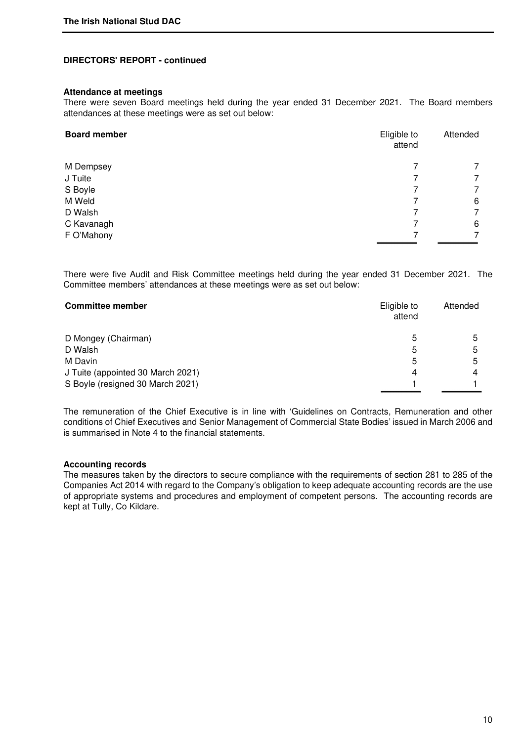**DIRECTORS' REPORT - continued**

**Attendance at meetings**

There were seven Board meetings held during the year ended 31 December 2021. The Board members attendances at these meetings were as set out below:

| Board member | Eligible to attend | Attended |
|---|---|---|
| M Dempsey | 7 | 7 |
| J Tuite | 7 | 7 |
| S Boyle | 7 | 7 |
| M Weld | 7 | 6 |
| D Walsh | 7 | 7 |
| C Kavanagh | 7 | 6 |
| F O'Mahony | 7 | 7 |

There were five Audit and Risk Committee meetings held during the year ended 31 December 2021. The Committee members' attendances at these meetings were as set out below:

| Committee member | Eligible to attend | Attended |
|---|---|---|
| D Mongey (Chairman) | 5 | 5 |
| D Walsh | 5 | 5 |
| M Davin | 5 | 5 |
| J Tuite (appointed 30 March 2021) | 4 | 4 |
| S Boyle (resigned 30 March 2021) | 1 | 1 |

The remuneration of the Chief Executive is in line with 'Guidelines on Contracts, Remuneration and other conditions of Chief Executives and Senior Management of Commercial State Bodies' issued in March 2006 and is summarised in Note 4 to the financial statements.

**Accounting records**

The measures taken by the directors to secure compliance with the requirements of section 281 to 285 of the Companies Act 2014 with regard to the Company's obligation to keep adequate accounting records are the use of appropriate systems and procedures and employment of competent persons. The accounting records are kept at Tully, Co Kildare.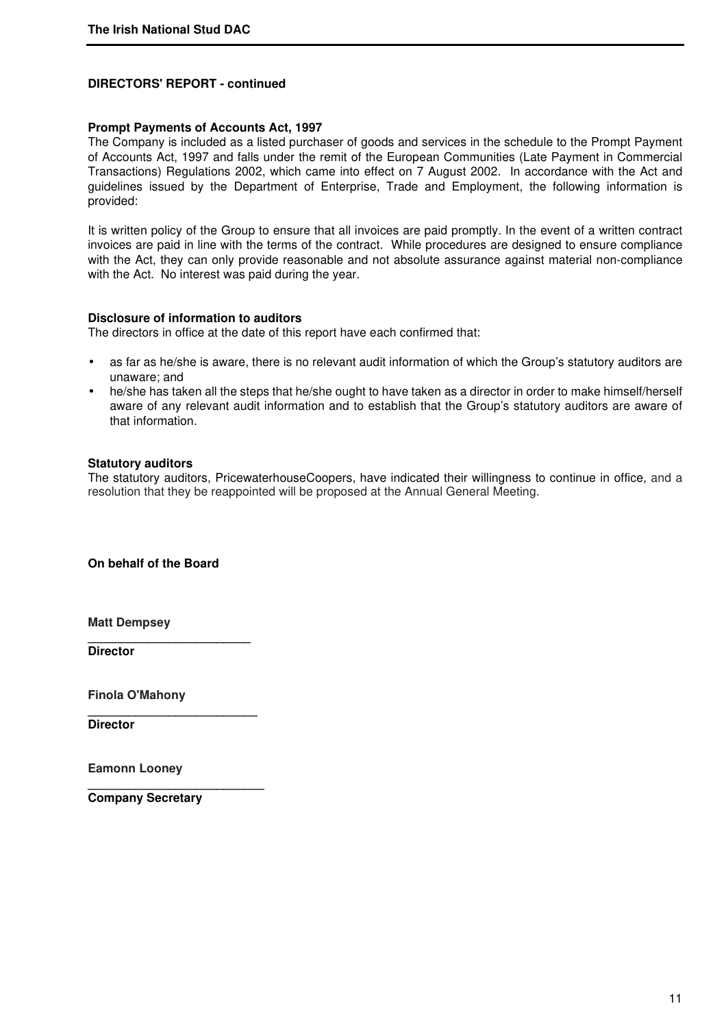**DIRECTORS' REPORT - continued**

**Prompt Payments of Accounts Act, 1997**

The Company is included as a listed purchaser of goods and services in the schedule to the Prompt Payment of Accounts Act, 1997 and falls under the remit of the European Communities (Late Payment in Commercial Transactions) Regulations 2002, which came into effect on 7 August 2002. In accordance with the Act and guidelines issued by the Department of Enterprise, Trade and Employment, the following information is provided:

It is written policy of the Group to ensure that all invoices are paid promptly. In the event of a written contract invoices are paid in line with the terms of the contract. While procedures are designed to ensure compliance with the Act, they can only provide reasonable and not absolute assurance against material non-compliance with the Act. No interest was paid during the year.

**Disclosure of information to auditors**

The directors in office at the date of this report have each confirmed that:

- as far as he/she is aware, there is no relevant audit information of which the Group's statutory auditors are unaware; and
- he/she has taken all the steps that he/she ought to have taken as a director in order to make himself/herself aware of any relevant audit information and to establish that the Group's statutory auditors are aware of that information.

**Statutory auditors**

The statutory auditors, PricewaterhouseCoopers, have indicated their willingness to continue in office, and a resolution that they be reappointed will be proposed at the Annual General Meeting.

**On behalf of the Board**

**Matt Dempsey**

**Director**

**Finola O'Mahony**

**Director**

**Eamonn Looney**

**Company Secretary**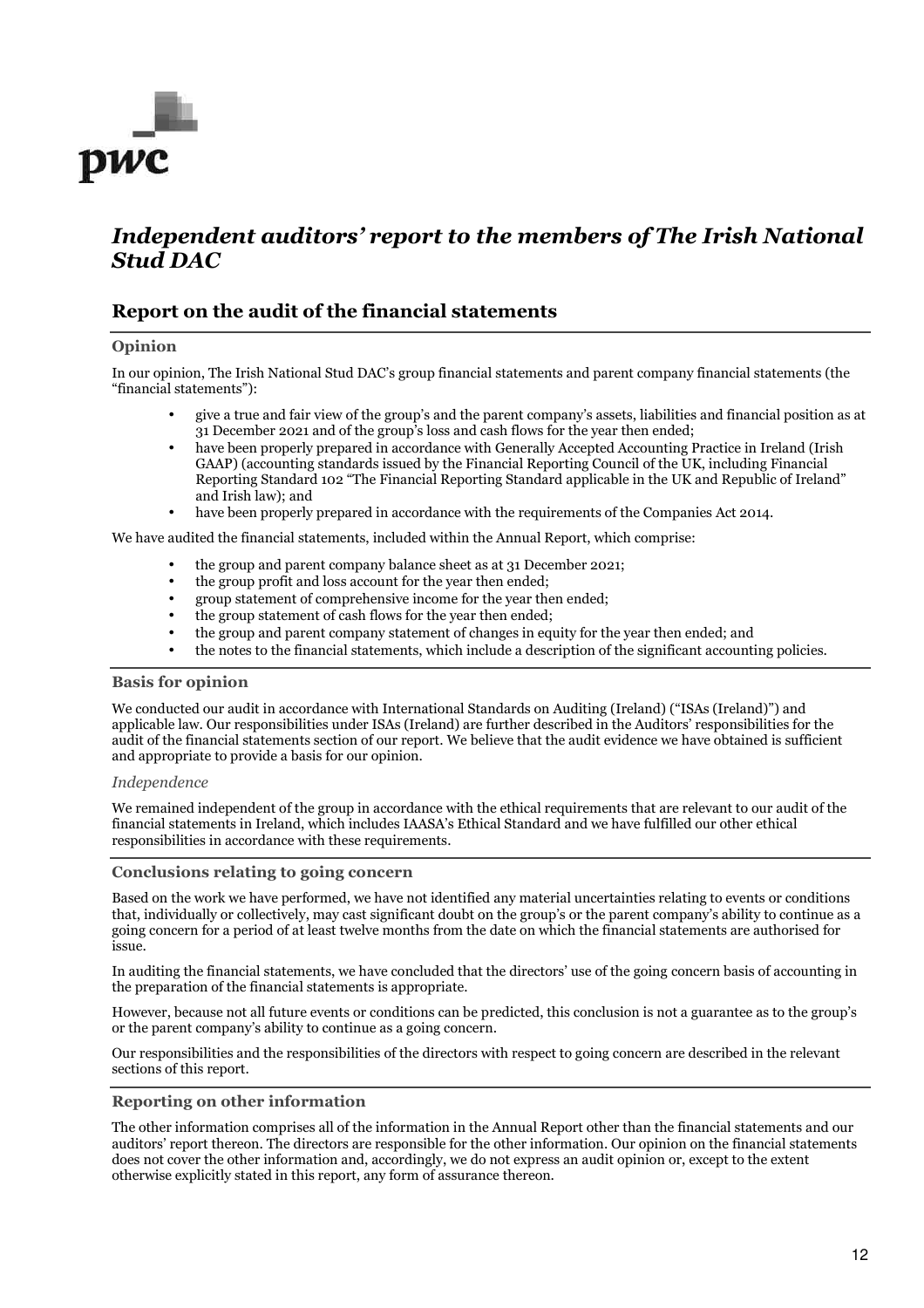pwc

# *Independent auditors' report to the members of The Irish National Stud DAC*

## Report on the audit of the financial statements

### Opinion

In our opinion, The Irish National Stud DAC's group financial statements and parent company financial statements (the "financial statements"):

- give a true and fair view of the group's and the parent company's assets, liabilities and financial position as at 31 December 2021 and of the group's loss and cash flows for the year then ended;
- have been properly prepared in accordance with Generally Accepted Accounting Practice in Ireland (Irish GAAP) (accounting standards issued by the Financial Reporting Council of the UK, including Financial Reporting Standard 102 "The Financial Reporting Standard applicable in the UK and Republic of Ireland" and Irish law); and
- have been properly prepared in accordance with the requirements of the Companies Act 2014.

We have audited the financial statements, included within the Annual Report, which comprise:

- the group and parent company balance sheet as at 31 December 2021;
- the group profit and loss account for the year then ended;
- group statement of comprehensive income for the year then ended;
- the group statement of cash flows for the year then ended;
- the group and parent company statement of changes in equity for the year then ended; and
- the notes to the financial statements, which include a description of the significant accounting policies.

### Basis for opinion

We conducted our audit in accordance with International Standards on Auditing (Ireland) ("ISAs (Ireland)") and applicable law. Our responsibilities under ISAs (Ireland) are further described in the Auditors' responsibilities for the audit of the financial statements section of our report. We believe that the audit evidence we have obtained is sufficient and appropriate to provide a basis for our opinion.

*Independence*

We remained independent of the group in accordance with the ethical requirements that are relevant to our audit of the financial statements in Ireland, which includes IAASA's Ethical Standard and we have fulfilled our other ethical responsibilities in accordance with these requirements.

### Conclusions relating to going concern

Based on the work we have performed, we have not identified any material uncertainties relating to events or conditions that, individually or collectively, may cast significant doubt on the group's or the parent company's ability to continue as a going concern for a period of at least twelve months from the date on which the financial statements are authorised for issue.

In auditing the financial statements, we have concluded that the directors' use of the going concern basis of accounting in the preparation of the financial statements is appropriate.

However, because not all future events or conditions can be predicted, this conclusion is not a guarantee as to the group's or the parent company's ability to continue as a going concern.

Our responsibilities and the responsibilities of the directors with respect to going concern are described in the relevant sections of this report.

### Reporting on other information

The other information comprises all of the information in the Annual Report other than the financial statements and our auditors' report thereon. The directors are responsible for the other information. Our opinion on the financial statements does not cover the other information and, accordingly, we do not express an audit opinion or, except to the extent otherwise explicitly stated in this report, any form of assurance thereon.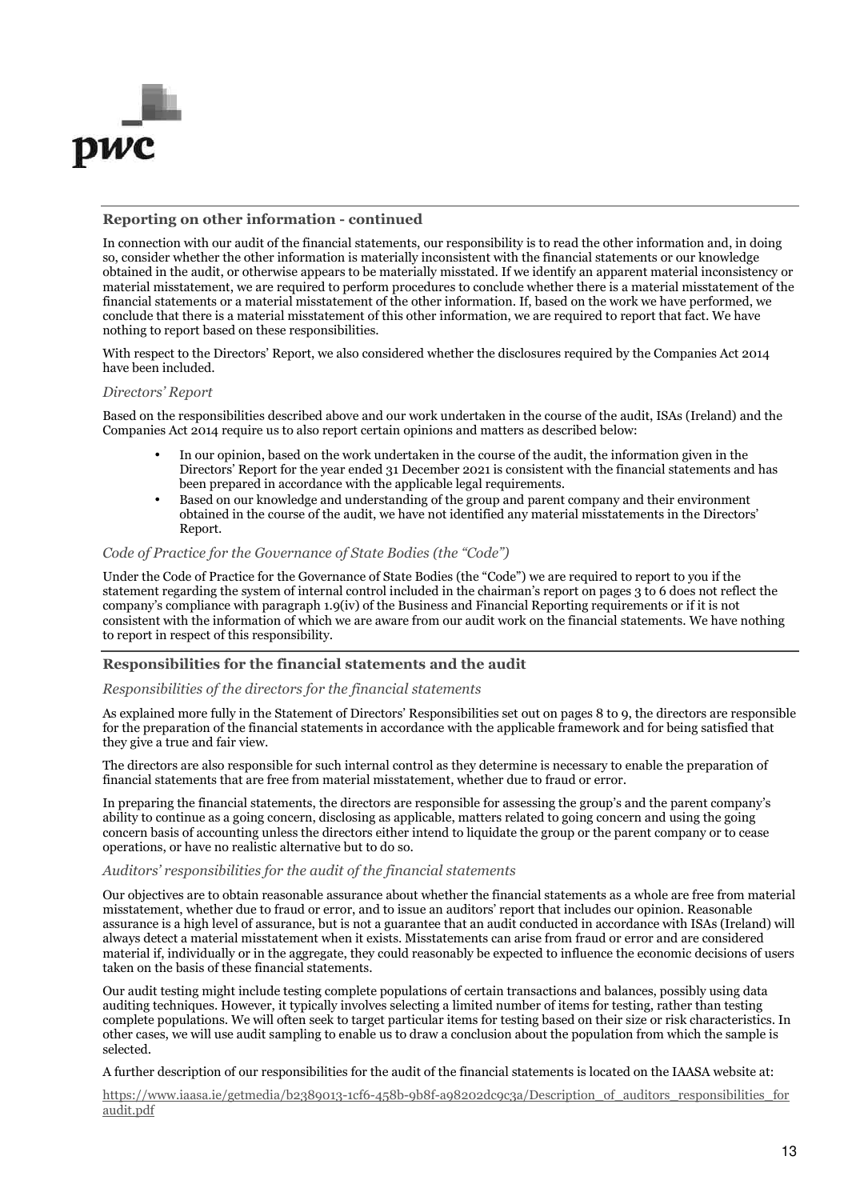## Reporting on other information - continued

In connection with our audit of the financial statements, our responsibility is to read the other information and, in doing so, consider whether the other information is materially inconsistent with the financial statements or our knowledge obtained in the audit, or otherwise appears to be materially misstated. If we identify an apparent material inconsistency or material misstatement, we are required to perform procedures to conclude whether there is a material misstatement of the financial statements or a material misstatement of the other information. If, based on the work we have performed, we conclude that there is a material misstatement of this other information, we are required to report that fact. We have nothing to report based on these responsibilities.

With respect to the Directors' Report, we also considered whether the disclosures required by the Companies Act 2014 have been included.

*Directors' Report*

Based on the responsibilities described above and our work undertaken in the course of the audit, ISAs (Ireland) and the Companies Act 2014 require us to also report certain opinions and matters as described below:

- In our opinion, based on the work undertaken in the course of the audit, the information given in the Directors' Report for the year ended 31 December 2021 is consistent with the financial statements and has been prepared in accordance with the applicable legal requirements.
- Based on our knowledge and understanding of the group and parent company and their environment obtained in the course of the audit, we have not identified any material misstatements in the Directors' Report.

*Code of Practice for the Governance of State Bodies (the "Code")*

Under the Code of Practice for the Governance of State Bodies (the "Code") we are required to report to you if the statement regarding the system of internal control included in the chairman's report on pages 3 to 6 does not reflect the company's compliance with paragraph 1.9(iv) of the Business and Financial Reporting requirements or if it is not consistent with the information of which we are aware from our audit work on the financial statements. We have nothing to report in respect of this responsibility.

## Responsibilities for the financial statements and the audit

*Responsibilities of the directors for the financial statements*

As explained more fully in the Statement of Directors' Responsibilities set out on pages 8 to 9, the directors are responsible for the preparation of the financial statements in accordance with the applicable framework and for being satisfied that they give a true and fair view.

The directors are also responsible for such internal control as they determine is necessary to enable the preparation of financial statements that are free from material misstatement, whether due to fraud or error.

In preparing the financial statements, the directors are responsible for assessing the group's and the parent company's ability to continue as a going concern, disclosing as applicable, matters related to going concern and using the going concern basis of accounting unless the directors either intend to liquidate the group or the parent company or to cease operations, or have no realistic alternative but to do so.

*Auditors' responsibilities for the audit of the financial statements*

Our objectives are to obtain reasonable assurance about whether the financial statements as a whole are free from material misstatement, whether due to fraud or error, and to issue an auditors' report that includes our opinion. Reasonable assurance is a high level of assurance, but is not a guarantee that an audit conducted in accordance with ISAs (Ireland) will always detect a material misstatement when it exists. Misstatements can arise from fraud or error and are considered material if, individually or in the aggregate, they could reasonably be expected to influence the economic decisions of users taken on the basis of these financial statements.

Our audit testing might include testing complete populations of certain transactions and balances, possibly using data auditing techniques. However, it typically involves selecting a limited number of items for testing, rather than testing complete populations. We will often seek to target particular items for testing based on their size or risk characteristics. In other cases, we will use audit sampling to enable us to draw a conclusion about the population from which the sample is selected.

A further description of our responsibilities for the audit of the financial statements is located on the IAASA website at:

https://www.iaasa.ie/getmedia/b2389013-1cf6-458b-9b8f-a98202dc9c3a/Description_of_auditors_responsibilities_for audit.pdf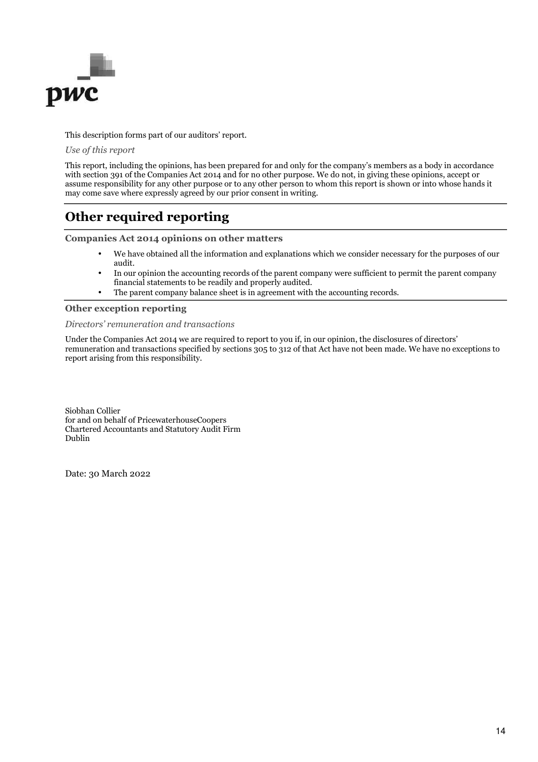This description forms part of our auditors' report.

*Use of this report*

This report, including the opinions, has been prepared for and only for the company's members as a body in accordance with section 391 of the Companies Act 2014 and for no other purpose. We do not, in giving these opinions, accept or assume responsibility for any other purpose or to any other person to whom this report is shown or into whose hands it may come save where expressly agreed by our prior consent in writing.

# Other required reporting

**Companies Act 2014 opinions on other matters**

- We have obtained all the information and explanations which we consider necessary for the purposes of our audit.
- In our opinion the accounting records of the parent company were sufficient to permit the parent company financial statements to be readily and properly audited.
- The parent company balance sheet is in agreement with the accounting records.

**Other exception reporting**

*Directors' remuneration and transactions*

Under the Companies Act 2014 we are required to report to you if, in our opinion, the disclosures of directors' remuneration and transactions specified by sections 305 to 312 of that Act have not been made. We have no exceptions to report arising from this responsibility.

Siobhan Collier
for and on behalf of PricewaterhouseCoopers
Chartered Accountants and Statutory Audit Firm
Dublin

Date: 30 March 2022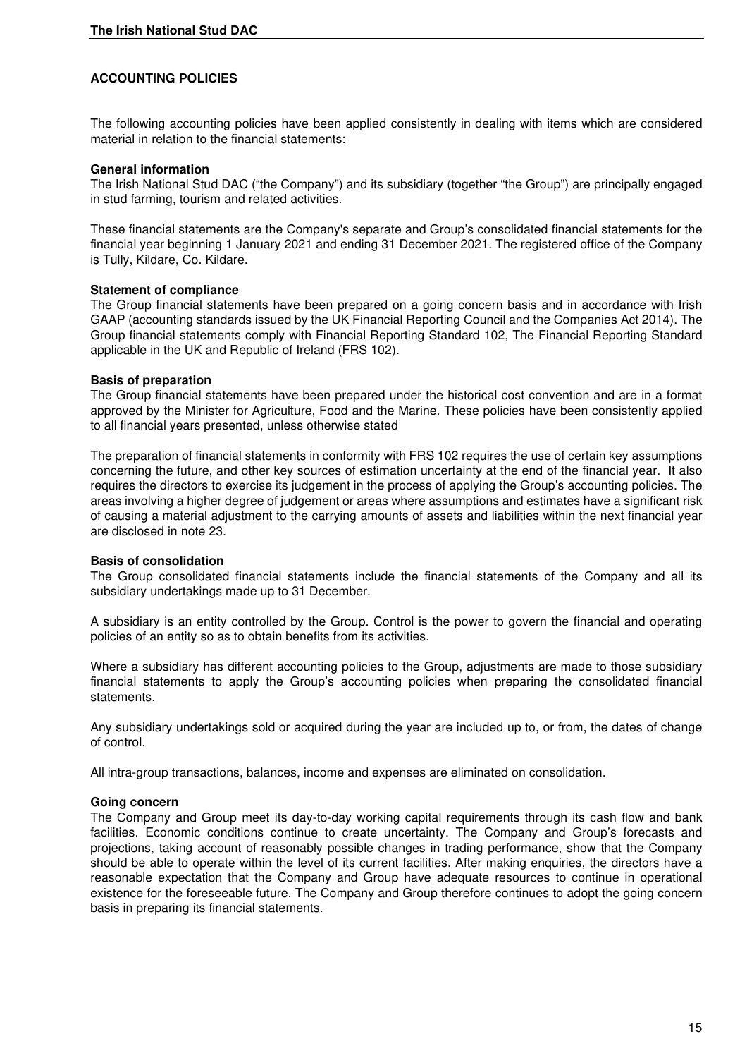## ACCOUNTING POLICIES

The following accounting policies have been applied consistently in dealing with items which are considered material in relation to the financial statements:

**General information**

The Irish National Stud DAC ("the Company") and its subsidiary (together "the Group") are principally engaged in stud farming, tourism and related activities.

These financial statements are the Company's separate and Group's consolidated financial statements for the financial year beginning 1 January 2021 and ending 31 December 2021. The registered office of the Company is Tully, Kildare, Co. Kildare.

**Statement of compliance**

The Group financial statements have been prepared on a going concern basis and in accordance with Irish GAAP (accounting standards issued by the UK Financial Reporting Council and the Companies Act 2014). The Group financial statements comply with Financial Reporting Standard 102, The Financial Reporting Standard applicable in the UK and Republic of Ireland (FRS 102).

**Basis of preparation**

The Group financial statements have been prepared under the historical cost convention and are in a format approved by the Minister for Agriculture, Food and the Marine. These policies have been consistently applied to all financial years presented, unless otherwise stated

The preparation of financial statements in conformity with FRS 102 requires the use of certain key assumptions concerning the future, and other key sources of estimation uncertainty at the end of the financial year. It also requires the directors to exercise its judgement in the process of applying the Group's accounting policies. The areas involving a higher degree of judgement or areas where assumptions and estimates have a significant risk of causing a material adjustment to the carrying amounts of assets and liabilities within the next financial year are disclosed in note 23.

**Basis of consolidation**

The Group consolidated financial statements include the financial statements of the Company and all its subsidiary undertakings made up to 31 December.

A subsidiary is an entity controlled by the Group. Control is the power to govern the financial and operating policies of an entity so as to obtain benefits from its activities.

Where a subsidiary has different accounting policies to the Group, adjustments are made to those subsidiary financial statements to apply the Group's accounting policies when preparing the consolidated financial statements.

Any subsidiary undertakings sold or acquired during the year are included up to, or from, the dates of change of control.

All intra-group transactions, balances, income and expenses are eliminated on consolidation.

**Going concern**

The Company and Group meet its day-to-day working capital requirements through its cash flow and bank facilities. Economic conditions continue to create uncertainty. The Company and Group's forecasts and projections, taking account of reasonably possible changes in trading performance, show that the Company should be able to operate within the level of its current facilities. After making enquiries, the directors have a reasonable expectation that the Company and Group have adequate resources to continue in operational existence for the foreseeable future. The Company and Group therefore continues to adopt the going concern basis in preparing its financial statements.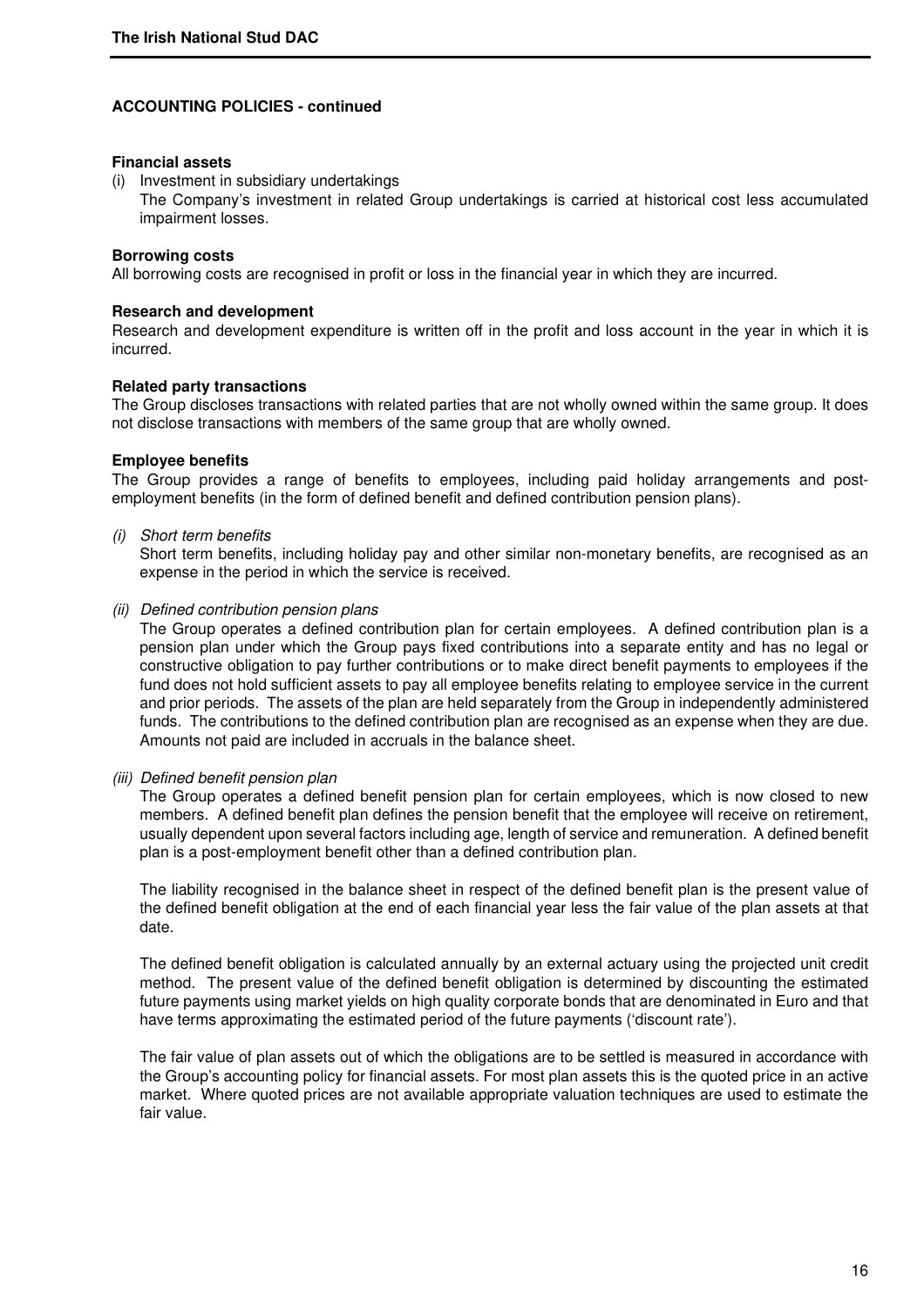## ACCOUNTING POLICIES - continued

**Financial assets**

(i) Investment in subsidiary undertakings
The Company's investment in related Group undertakings is carried at historical cost less accumulated impairment losses.

**Borrowing costs**

All borrowing costs are recognised in profit or loss in the financial year in which they are incurred.

**Research and development**

Research and development expenditure is written off in the profit and loss account in the year in which it is incurred.

**Related party transactions**

The Group discloses transactions with related parties that are not wholly owned within the same group. It does not disclose transactions with members of the same group that are wholly owned.

**Employee benefits**

The Group provides a range of benefits to employees, including paid holiday arrangements and post-employment benefits (in the form of defined benefit and defined contribution pension plans).

*(i) Short term benefits*

Short term benefits, including holiday pay and other similar non-monetary benefits, are recognised as an expense in the period in which the service is received.

*(ii) Defined contribution pension plans*

The Group operates a defined contribution plan for certain employees. A defined contribution plan is a pension plan under which the Group pays fixed contributions into a separate entity and has no legal or constructive obligation to pay further contributions or to make direct benefit payments to employees if the fund does not hold sufficient assets to pay all employee benefits relating to employee service in the current and prior periods. The assets of the plan are held separately from the Group in independently administered funds. The contributions to the defined contribution plan are recognised as an expense when they are due. Amounts not paid are included in accruals in the balance sheet.

*(iii) Defined benefit pension plan*

The Group operates a defined benefit pension plan for certain employees, which is now closed to new members. A defined benefit plan defines the pension benefit that the employee will receive on retirement, usually dependent upon several factors including age, length of service and remuneration. A defined benefit plan is a post-employment benefit other than a defined contribution plan.

The liability recognised in the balance sheet in respect of the defined benefit plan is the present value of the defined benefit obligation at the end of each financial year less the fair value of the plan assets at that date.

The defined benefit obligation is calculated annually by an external actuary using the projected unit credit method. The present value of the defined benefit obligation is determined by discounting the estimated future payments using market yields on high quality corporate bonds that are denominated in Euro and that have terms approximating the estimated period of the future payments ('discount rate').

The fair value of plan assets out of which the obligations are to be settled is measured in accordance with the Group's accounting policy for financial assets. For most plan assets this is the quoted price in an active market. Where quoted prices are not available appropriate valuation techniques are used to estimate the fair value.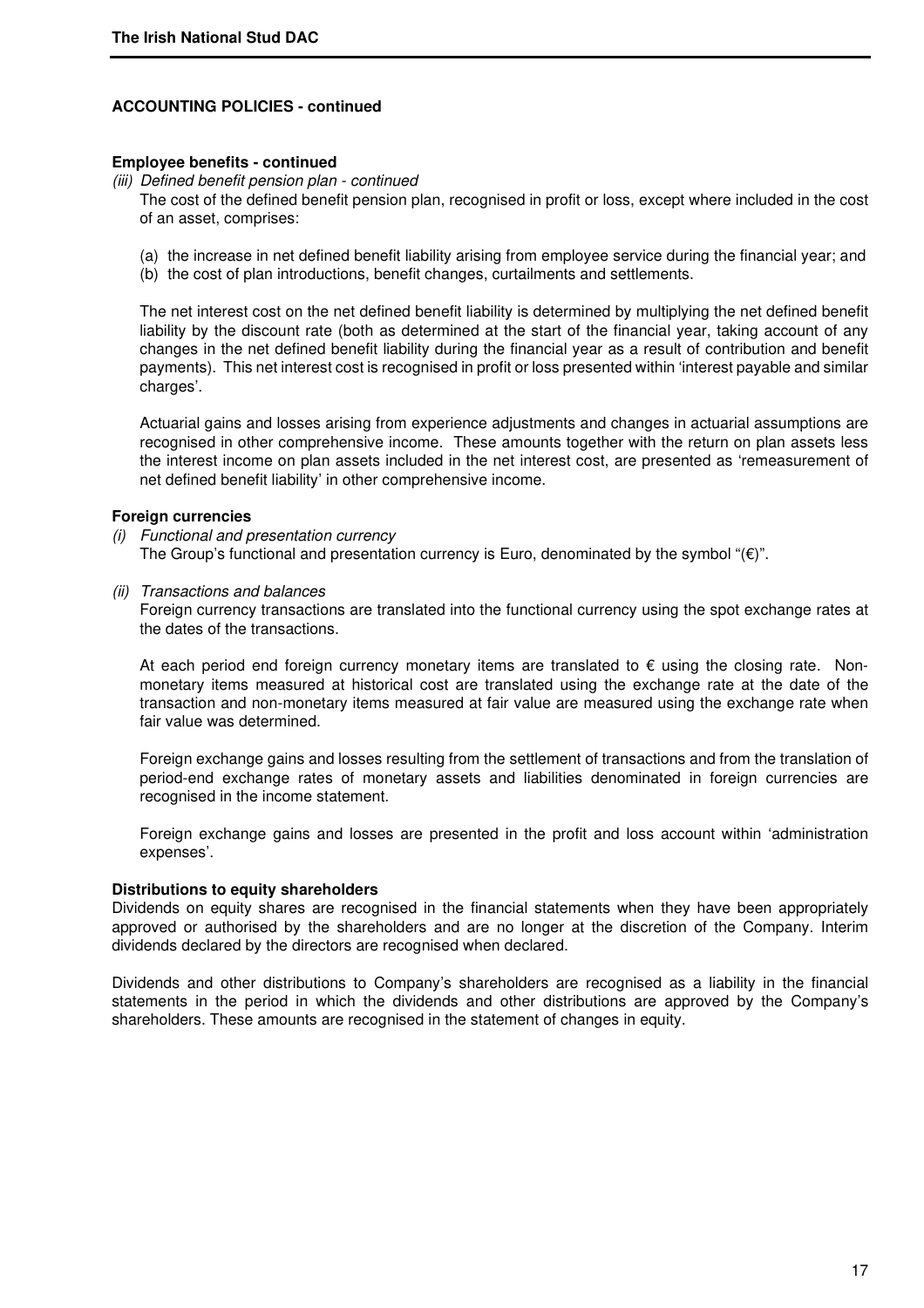## ACCOUNTING POLICIES - continued

**Employee benefits - continued**

*(iii) Defined benefit pension plan - continued*

The cost of the defined benefit pension plan, recognised in profit or loss, except where included in the cost of an asset, comprises:

(a) the increase in net defined benefit liability arising from employee service during the financial year; and
(b) the cost of plan introductions, benefit changes, curtailments and settlements.

The net interest cost on the net defined benefit liability is determined by multiplying the net defined benefit liability by the discount rate (both as determined at the start of the financial year, taking account of any changes in the net defined benefit liability during the financial year as a result of contribution and benefit payments). This net interest cost is recognised in profit or loss presented within 'interest payable and similar charges'.

Actuarial gains and losses arising from experience adjustments and changes in actuarial assumptions are recognised in other comprehensive income. These amounts together with the return on plan assets less the interest income on plan assets included in the net interest cost, are presented as 'remeasurement of net defined benefit liability' in other comprehensive income.

**Foreign currencies**

*(i) Functional and presentation currency*

The Group's functional and presentation currency is Euro, denominated by the symbol "(€)".

*(ii) Transactions and balances*

Foreign currency transactions are translated into the functional currency using the spot exchange rates at the dates of the transactions.

At each period end foreign currency monetary items are translated to € using the closing rate. Non-monetary items measured at historical cost are translated using the exchange rate at the date of the transaction and non-monetary items measured at fair value are measured using the exchange rate when fair value was determined.

Foreign exchange gains and losses resulting from the settlement of transactions and from the translation of period-end exchange rates of monetary assets and liabilities denominated in foreign currencies are recognised in the income statement.

Foreign exchange gains and losses are presented in the profit and loss account within 'administration expenses'.

**Distributions to equity shareholders**

Dividends on equity shares are recognised in the financial statements when they have been appropriately approved or authorised by the shareholders and are no longer at the discretion of the Company. Interim dividends declared by the directors are recognised when declared.

Dividends and other distributions to Company's shareholders are recognised as a liability in the financial statements in the period in which the dividends and other distributions are approved by the Company's shareholders. These amounts are recognised in the statement of changes in equity.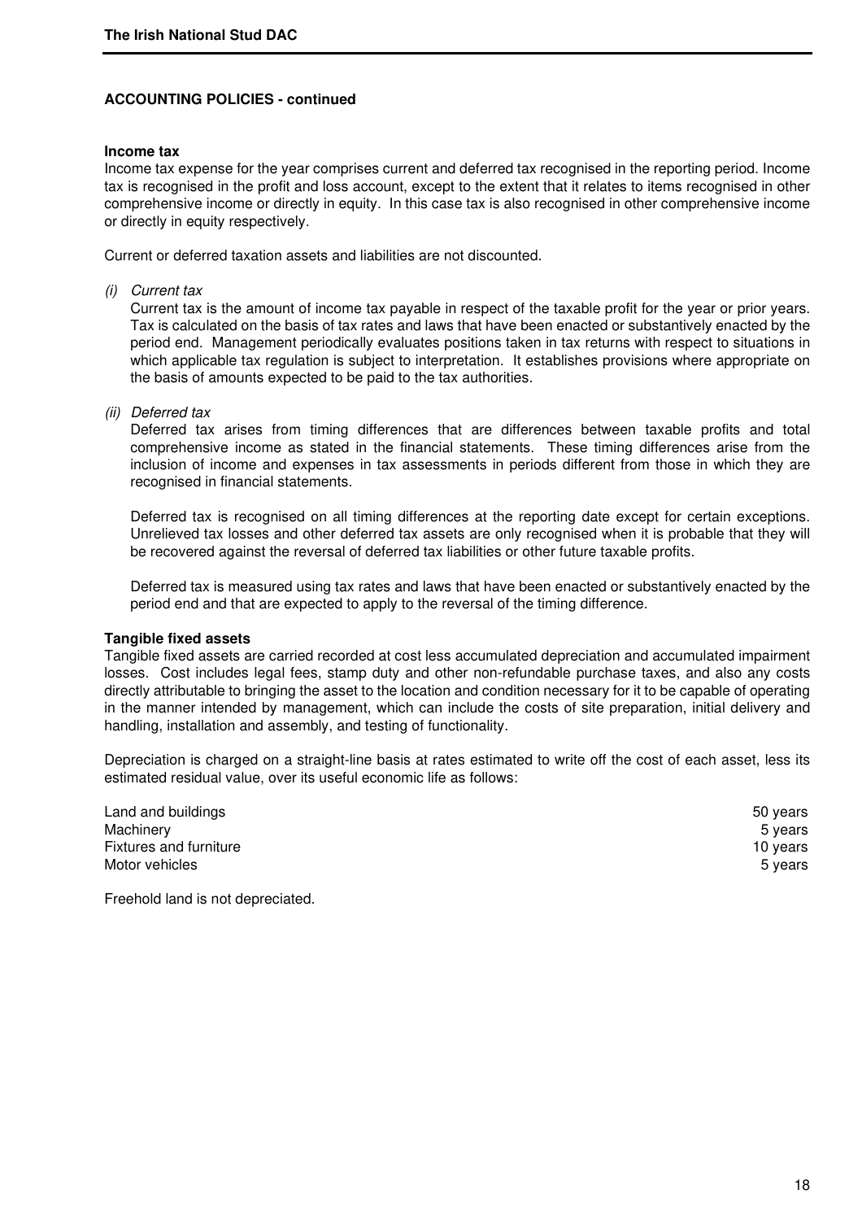## ACCOUNTING POLICIES - continued

**Income tax**

Income tax expense for the year comprises current and deferred tax recognised in the reporting period. Income tax is recognised in the profit and loss account, except to the extent that it relates to items recognised in other comprehensive income or directly in equity. In this case tax is also recognised in other comprehensive income or directly in equity respectively.

Current or deferred taxation assets and liabilities are not discounted.

*(i) Current tax*

Current tax is the amount of income tax payable in respect of the taxable profit for the year or prior years. Tax is calculated on the basis of tax rates and laws that have been enacted or substantively enacted by the period end. Management periodically evaluates positions taken in tax returns with respect to situations in which applicable tax regulation is subject to interpretation. It establishes provisions where appropriate on the basis of amounts expected to be paid to the tax authorities.

*(ii) Deferred tax*

Deferred tax arises from timing differences that are differences between taxable profits and total comprehensive income as stated in the financial statements. These timing differences arise from the inclusion of income and expenses in tax assessments in periods different from those in which they are recognised in financial statements.

Deferred tax is recognised on all timing differences at the reporting date except for certain exceptions. Unrelieved tax losses and other deferred tax assets are only recognised when it is probable that they will be recovered against the reversal of deferred tax liabilities or other future taxable profits.

Deferred tax is measured using tax rates and laws that have been enacted or substantively enacted by the period end and that are expected to apply to the reversal of the timing difference.

**Tangible fixed assets**

Tangible fixed assets are carried recorded at cost less accumulated depreciation and accumulated impairment losses. Cost includes legal fees, stamp duty and other non-refundable purchase taxes, and also any costs directly attributable to bringing the asset to the location and condition necessary for it to be capable of operating in the manner intended by management, which can include the costs of site preparation, initial delivery and handling, installation and assembly, and testing of functionality.

Depreciation is charged on a straight-line basis at rates estimated to write off the cost of each asset, less its estimated residual value, over its useful economic life as follows:

| | |
|---|---|
| Land and buildings | 50 years |
| Machinery | 5 years |
| Fixtures and furniture | 10 years |
| Motor vehicles | 5 years |

Freehold land is not depreciated.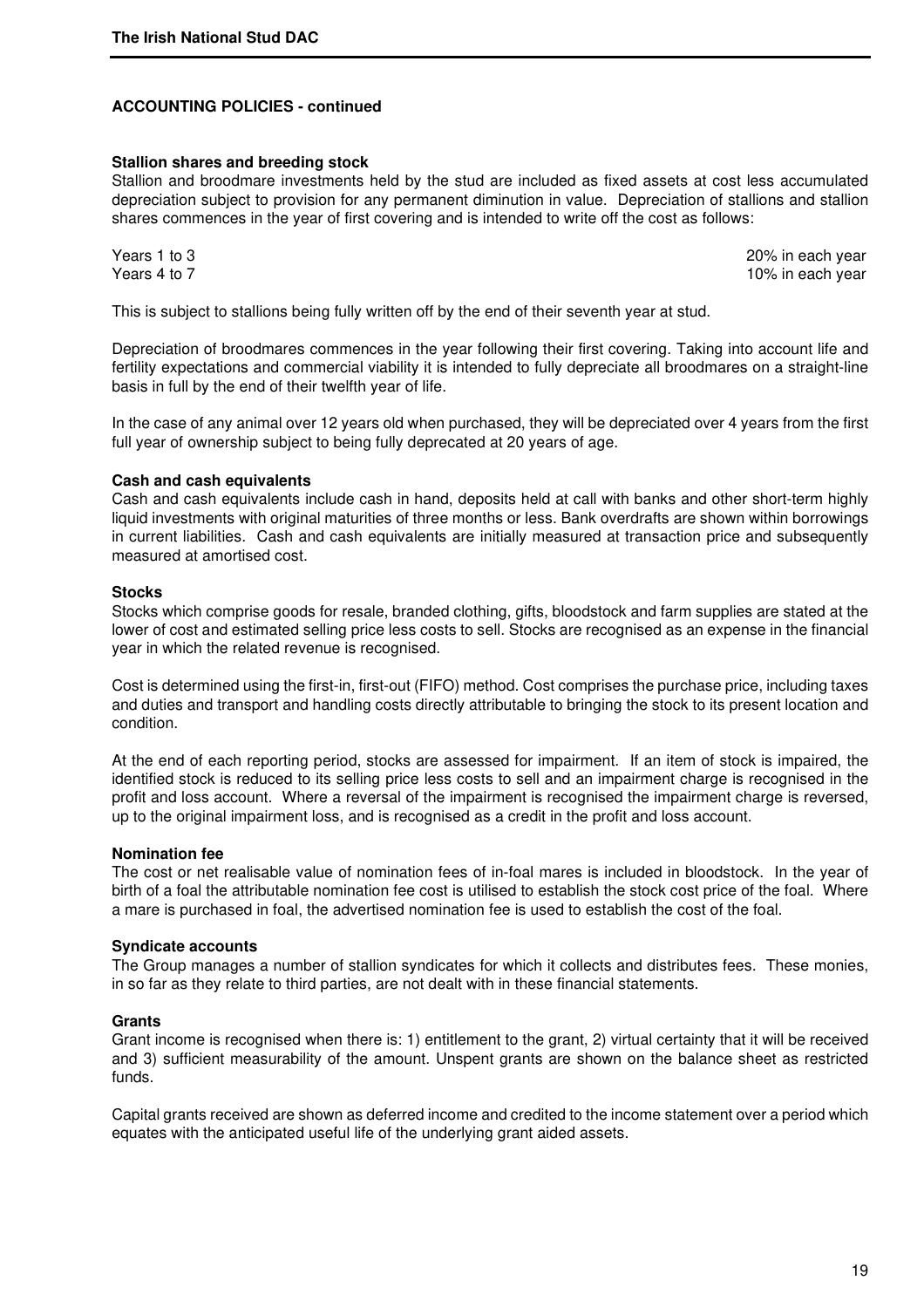## ACCOUNTING POLICIES - continued

### Stallion shares and breeding stock

Stallion and broodmare investments held by the stud are included as fixed assets at cost less accumulated depreciation subject to provision for any permanent diminution in value. Depreciation of stallions and stallion shares commences in the year of first covering and is intended to write off the cost as follows:

| | |
|---|---|
| Years 1 to 3 | 20% in each year |
| Years 4 to 7 | 10% in each year |

This is subject to stallions being fully written off by the end of their seventh year at stud.

Depreciation of broodmares commences in the year following their first covering. Taking into account life and fertility expectations and commercial viability it is intended to fully depreciate all broodmares on a straight-line basis in full by the end of their twelfth year of life.

In the case of any animal over 12 years old when purchased, they will be depreciated over 4 years from the first full year of ownership subject to being fully deprecated at 20 years of age.

### Cash and cash equivalents

Cash and cash equivalents include cash in hand, deposits held at call with banks and other short-term highly liquid investments with original maturities of three months or less. Bank overdrafts are shown within borrowings in current liabilities. Cash and cash equivalents are initially measured at transaction price and subsequently measured at amortised cost.

### Stocks

Stocks which comprise goods for resale, branded clothing, gifts, bloodstock and farm supplies are stated at the lower of cost and estimated selling price less costs to sell. Stocks are recognised as an expense in the financial year in which the related revenue is recognised.

Cost is determined using the first-in, first-out (FIFO) method. Cost comprises the purchase price, including taxes and duties and transport and handling costs directly attributable to bringing the stock to its present location and condition.

At the end of each reporting period, stocks are assessed for impairment. If an item of stock is impaired, the identified stock is reduced to its selling price less costs to sell and an impairment charge is recognised in the profit and loss account. Where a reversal of the impairment is recognised the impairment charge is reversed, up to the original impairment loss, and is recognised as a credit in the profit and loss account.

### Nomination fee

The cost or net realisable value of nomination fees of in-foal mares is included in bloodstock. In the year of birth of a foal the attributable nomination fee cost is utilised to establish the stock cost price of the foal. Where a mare is purchased in foal, the advertised nomination fee is used to establish the cost of the foal.

### Syndicate accounts

The Group manages a number of stallion syndicates for which it collects and distributes fees. These monies, in so far as they relate to third parties, are not dealt with in these financial statements.

### Grants

Grant income is recognised when there is: 1) entitlement to the grant, 2) virtual certainty that it will be received and 3) sufficient measurability of the amount. Unspent grants are shown on the balance sheet as restricted funds.

Capital grants received are shown as deferred income and credited to the income statement over a period which equates with the anticipated useful life of the underlying grant aided assets.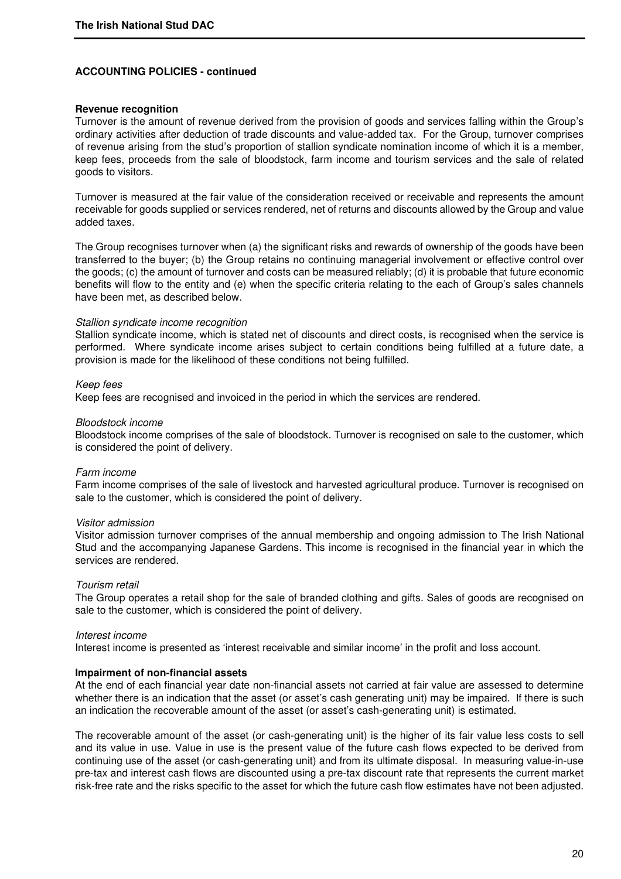## ACCOUNTING POLICIES - continued

### Revenue recognition

Turnover is the amount of revenue derived from the provision of goods and services falling within the Group's ordinary activities after deduction of trade discounts and value-added tax. For the Group, turnover comprises of revenue arising from the stud's proportion of stallion syndicate nomination income of which it is a member, keep fees, proceeds from the sale of bloodstock, farm income and tourism services and the sale of related goods to visitors.

Turnover is measured at the fair value of the consideration received or receivable and represents the amount receivable for goods supplied or services rendered, net of returns and discounts allowed by the Group and value added taxes.

The Group recognises turnover when (a) the significant risks and rewards of ownership of the goods have been transferred to the buyer; (b) the Group retains no continuing managerial involvement or effective control over the goods; (c) the amount of turnover and costs can be measured reliably; (d) it is probable that future economic benefits will flow to the entity and (e) when the specific criteria relating to the each of Group's sales channels have been met, as described below.

*Stallion syndicate income recognition*

Stallion syndicate income, which is stated net of discounts and direct costs, is recognised when the service is performed. Where syndicate income arises subject to certain conditions being fulfilled at a future date, a provision is made for the likelihood of these conditions not being fulfilled.

*Keep fees*

Keep fees are recognised and invoiced in the period in which the services are rendered.

*Bloodstock income*

Bloodstock income comprises of the sale of bloodstock. Turnover is recognised on sale to the customer, which is considered the point of delivery.

*Farm income*

Farm income comprises of the sale of livestock and harvested agricultural produce. Turnover is recognised on sale to the customer, which is considered the point of delivery.

*Visitor admission*

Visitor admission turnover comprises of the annual membership and ongoing admission to The Irish National Stud and the accompanying Japanese Gardens. This income is recognised in the financial year in which the services are rendered.

*Tourism retail*

The Group operates a retail shop for the sale of branded clothing and gifts. Sales of goods are recognised on sale to the customer, which is considered the point of delivery.

*Interest income*

Interest income is presented as 'interest receivable and similar income' in the profit and loss account.

### Impairment of non-financial assets

At the end of each financial year date non-financial assets not carried at fair value are assessed to determine whether there is an indication that the asset (or asset's cash generating unit) may be impaired. If there is such an indication the recoverable amount of the asset (or asset's cash-generating unit) is estimated.

The recoverable amount of the asset (or cash-generating unit) is the higher of its fair value less costs to sell and its value in use. Value in use is the present value of the future cash flows expected to be derived from continuing use of the asset (or cash-generating unit) and from its ultimate disposal. In measuring value-in-use pre-tax and interest cash flows are discounted using a pre-tax discount rate that represents the current market risk-free rate and the risks specific to the asset for which the future cash flow estimates have not been adjusted.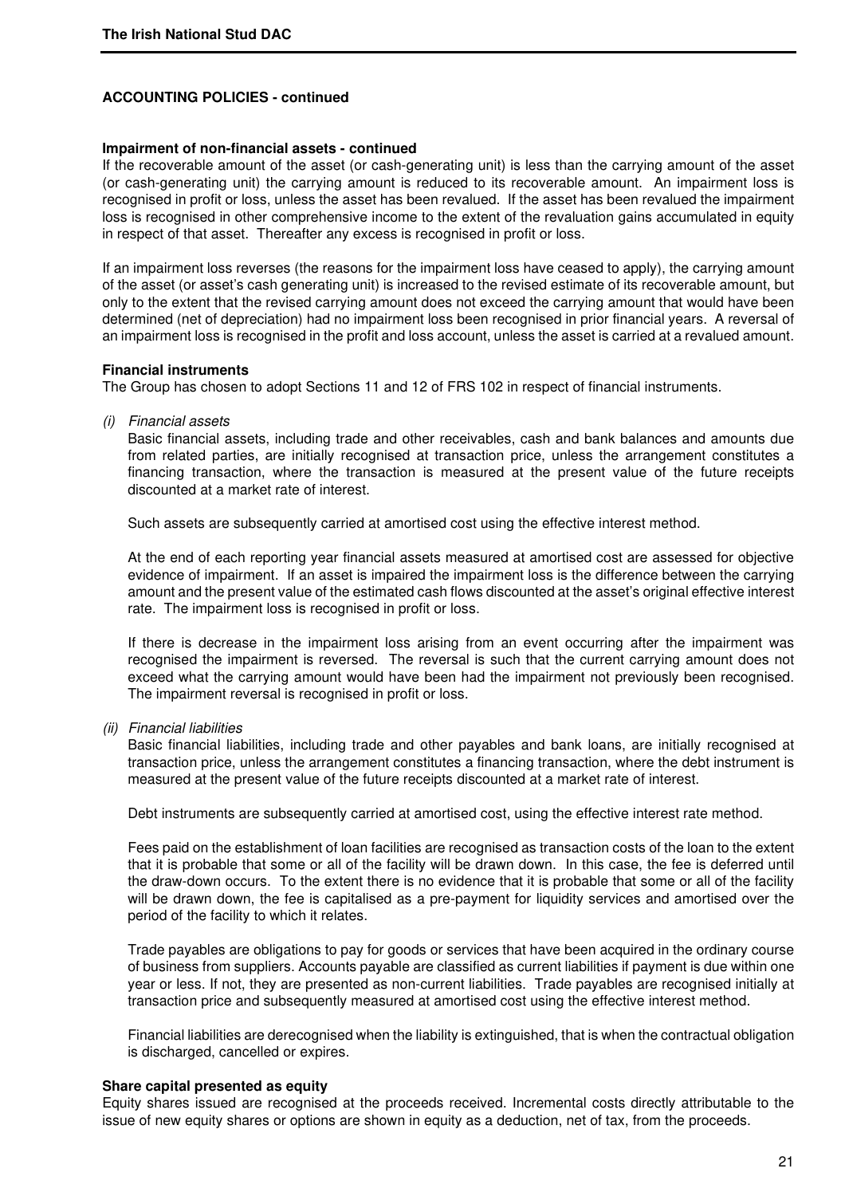## ACCOUNTING POLICIES - continued

**Impairment of non-financial assets - continued**

If the recoverable amount of the asset (or cash-generating unit) is less than the carrying amount of the asset (or cash-generating unit) the carrying amount is reduced to its recoverable amount. An impairment loss is recognised in profit or loss, unless the asset has been revalued. If the asset has been revalued the impairment loss is recognised in other comprehensive income to the extent of the revaluation gains accumulated in equity in respect of that asset. Thereafter any excess is recognised in profit or loss.

If an impairment loss reverses (the reasons for the impairment loss have ceased to apply), the carrying amount of the asset (or asset's cash generating unit) is increased to the revised estimate of its recoverable amount, but only to the extent that the revised carrying amount does not exceed the carrying amount that would have been determined (net of depreciation) had no impairment loss been recognised in prior financial years. A reversal of an impairment loss is recognised in the profit and loss account, unless the asset is carried at a revalued amount.

**Financial instruments**

The Group has chosen to adopt Sections 11 and 12 of FRS 102 in respect of financial instruments.

*(i) Financial assets*

Basic financial assets, including trade and other receivables, cash and bank balances and amounts due from related parties, are initially recognised at transaction price, unless the arrangement constitutes a financing transaction, where the transaction is measured at the present value of the future receipts discounted at a market rate of interest.

Such assets are subsequently carried at amortised cost using the effective interest method.

At the end of each reporting year financial assets measured at amortised cost are assessed for objective evidence of impairment. If an asset is impaired the impairment loss is the difference between the carrying amount and the present value of the estimated cash flows discounted at the asset's original effective interest rate. The impairment loss is recognised in profit or loss.

If there is decrease in the impairment loss arising from an event occurring after the impairment was recognised the impairment is reversed. The reversal is such that the current carrying amount does not exceed what the carrying amount would have been had the impairment not previously been recognised. The impairment reversal is recognised in profit or loss.

*(ii) Financial liabilities*

Basic financial liabilities, including trade and other payables and bank loans, are initially recognised at transaction price, unless the arrangement constitutes a financing transaction, where the debt instrument is measured at the present value of the future receipts discounted at a market rate of interest.

Debt instruments are subsequently carried at amortised cost, using the effective interest rate method.

Fees paid on the establishment of loan facilities are recognised as transaction costs of the loan to the extent that it is probable that some or all of the facility will be drawn down. In this case, the fee is deferred until the draw-down occurs. To the extent there is no evidence that it is probable that some or all of the facility will be drawn down, the fee is capitalised as a pre-payment for liquidity services and amortised over the period of the facility to which it relates.

Trade payables are obligations to pay for goods or services that have been acquired in the ordinary course of business from suppliers. Accounts payable are classified as current liabilities if payment is due within one year or less. If not, they are presented as non-current liabilities. Trade payables are recognised initially at transaction price and subsequently measured at amortised cost using the effective interest method.

Financial liabilities are derecognised when the liability is extinguished, that is when the contractual obligation is discharged, cancelled or expires.

**Share capital presented as equity**

Equity shares issued are recognised at the proceeds received. Incremental costs directly attributable to the issue of new equity shares or options are shown in equity as a deduction, net of tax, from the proceeds.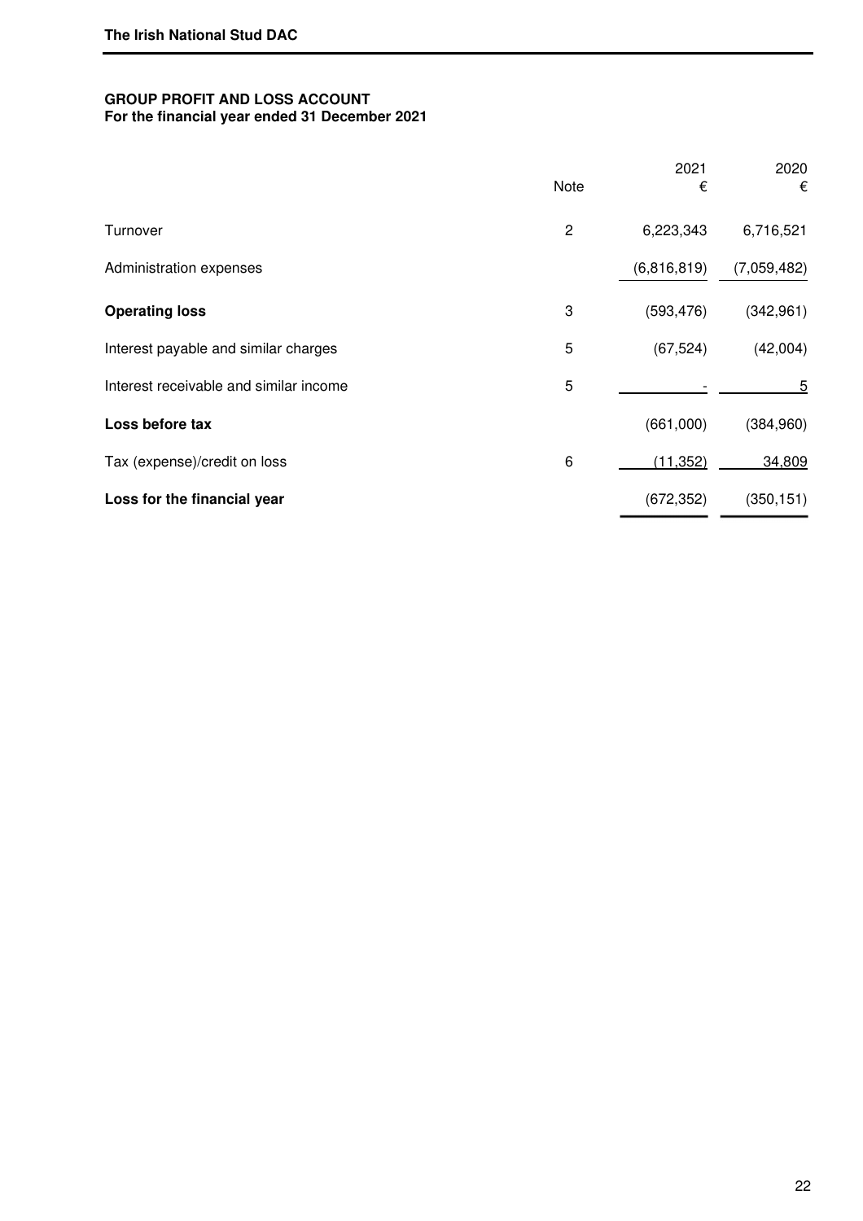**GROUP PROFIT AND LOSS ACCOUNT**
**For the financial year ended 31 December 2021**

| | Note | 2021<br>€ | 2020<br>€ |
|---|---|---|---|
| Turnover | 2 | 6,223,343 | 6,716,521 |
| Administration expenses | | (6,816,819) | (7,059,482) |
| **Operating loss** | 3 | (593,476) | (342,961) |
| Interest payable and similar charges | 5 | (67,524) | (42,004) |
| Interest receivable and similar income | 5 | - | 5 |
| **Loss before tax** | | (661,000) | (384,960) |
| Tax (expense)/credit on loss | 6 | (11,352) | 34,809 |
| **Loss for the financial year** | | (672,352) | (350,151) |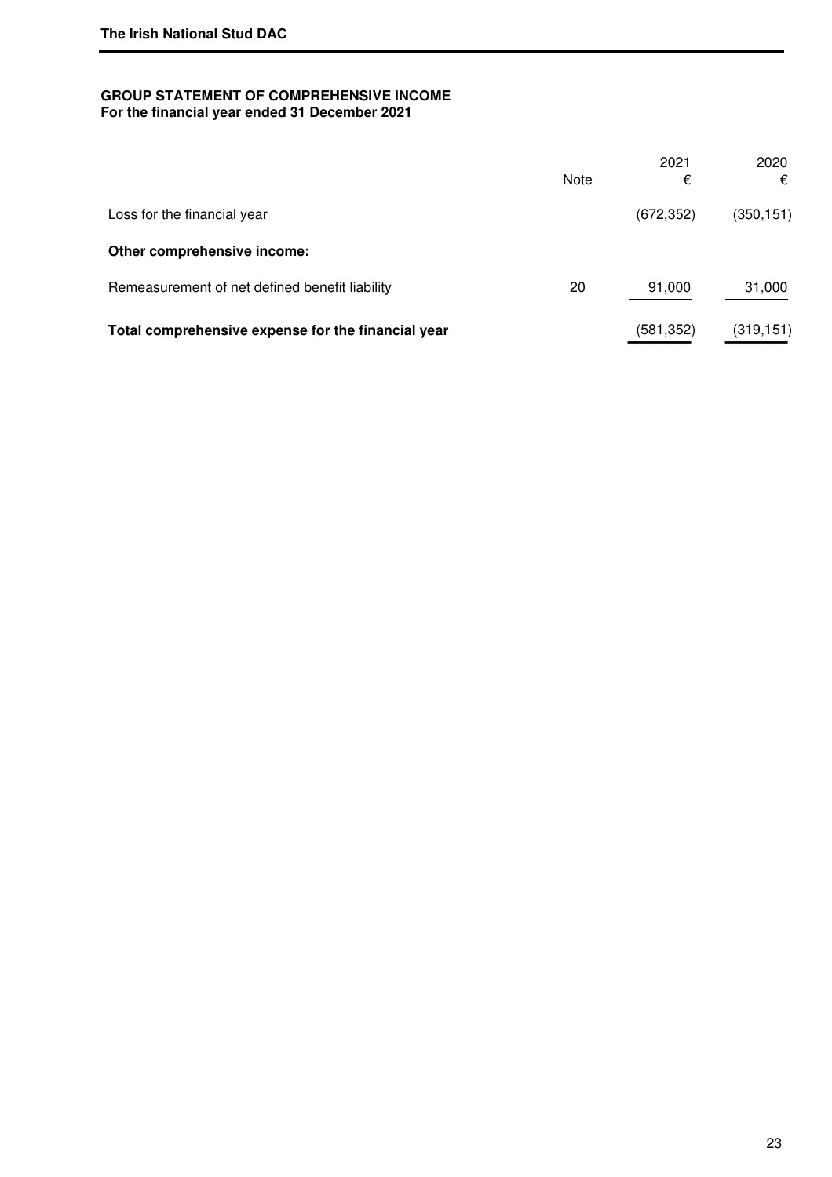**GROUP STATEMENT OF COMPREHENSIVE INCOME**
**For the financial year ended 31 December 2021**

| | Note | 2021 € | 2020 € |
|---|---|---|---|
| Loss for the financial year | | (672,352) | (350,151) |
| **Other comprehensive income:** | | | |
| Remeasurement of net defined benefit liability | 20 | 91,000 | 31,000 |
| **Total comprehensive expense for the financial year** | | (581,352) | (319,151) |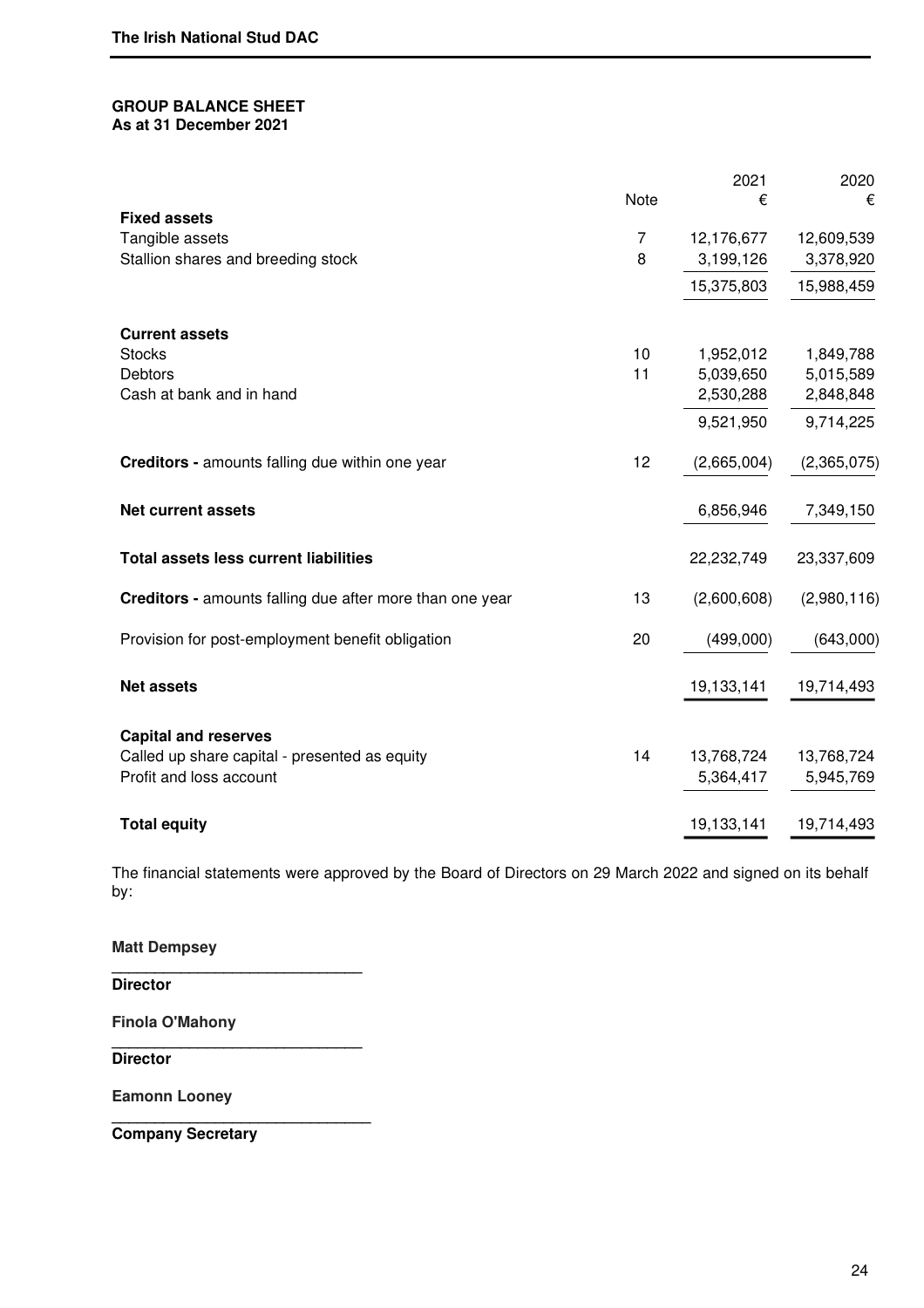## GROUP BALANCE SHEET
**As at 31 December 2021**

| | Note | 2021 € | 2020 € |
|---|---|---|---|
| **Fixed assets** | | | |
| Tangible assets | 7 | 12,176,677 | 12,609,539 |
| Stallion shares and breeding stock | 8 | 3,199,126 | 3,378,920 |
| | | 15,375,803 | 15,988,459 |
| **Current assets** | | | |
| Stocks | 10 | 1,952,012 | 1,849,788 |
| Debtors | 11 | 5,039,650 | 5,015,589 |
| Cash at bank and in hand | | 2,530,288 | 2,848,848 |
| | | 9,521,950 | 9,714,225 |
| **Creditors -** amounts falling due within one year | 12 | (2,665,004) | (2,365,075) |
| **Net current assets** | | 6,856,946 | 7,349,150 |
| **Total assets less current liabilities** | | 22,232,749 | 23,337,609 |
| **Creditors -** amounts falling due after more than one year | 13 | (2,600,608) | (2,980,116) |
| Provision for post-employment benefit obligation | 20 | (499,000) | (643,000) |
| **Net assets** | | 19,133,141 | 19,714,493 |
| **Capital and reserves** | | | |
| Called up share capital - presented as equity | 14 | 13,768,724 | 13,768,724 |
| Profit and loss account | | 5,364,417 | 5,945,769 |
| **Total equity** | | 19,133,141 | 19,714,493 |

The financial statements were approved by the Board of Directors on 29 March 2022 and signed on its behalf by:

**Matt Dempsey**

______________________________
**Director**

**Finola O'Mahony**

______________________________
**Director**

**Eamonn Looney**

______________________________
**Company Secretary**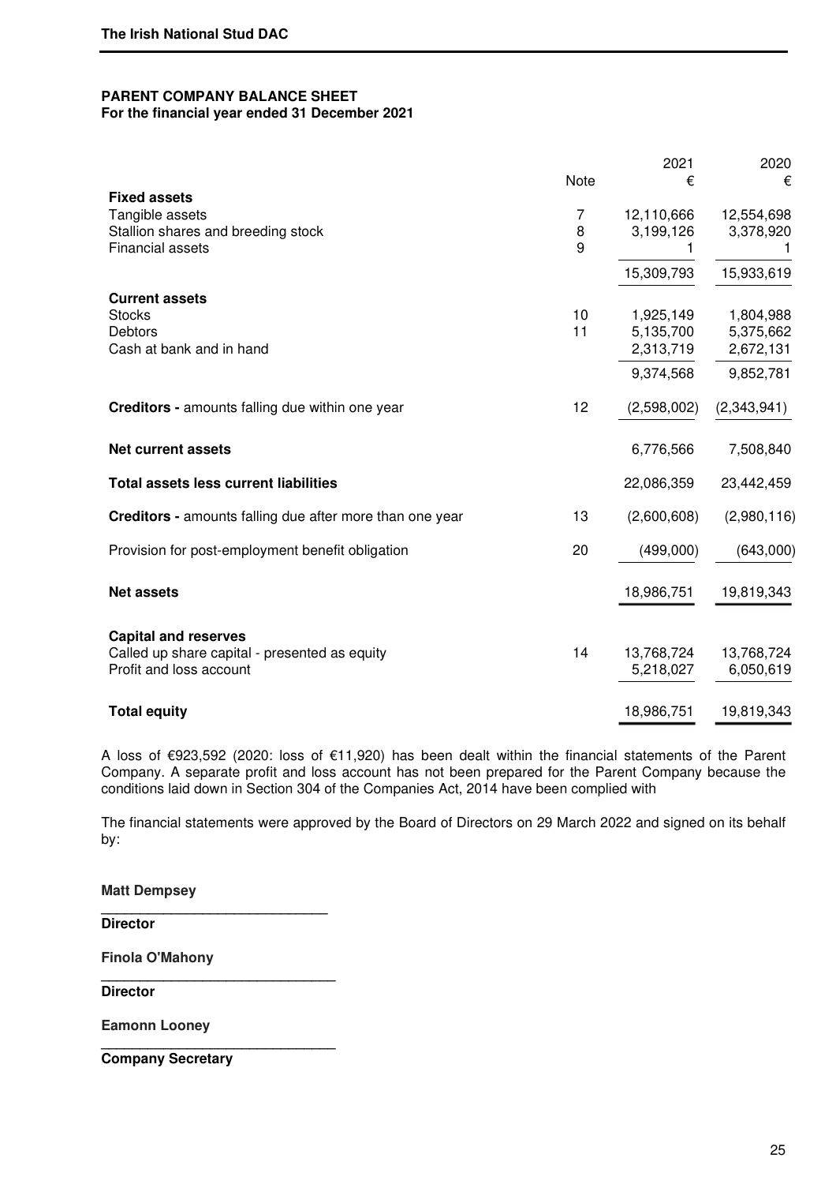**PARENT COMPANY BALANCE SHEET**
**For the financial year ended 31 December 2021**

| | Note | 2021<br>€ | 2020<br>€ |
|---|---|---|---|
| **Fixed assets** | | | |
| Tangible assets | 7 | 12,110,666 | 12,554,698 |
| Stallion shares and breeding stock | 8 | 3,199,126 | 3,378,920 |
| Financial assets | 9 | 1 | 1 |
| | | 15,309,793 | 15,933,619 |
| **Current assets** | | | |
| Stocks | 10 | 1,925,149 | 1,804,988 |
| Debtors | 11 | 5,135,700 | 5,375,662 |
| Cash at bank and in hand | | 2,313,719 | 2,672,131 |
| | | 9,374,568 | 9,852,781 |
| **Creditors -** amounts falling due within one year | 12 | (2,598,002) | (2,343,941) |
| **Net current assets** | | 6,776,566 | 7,508,840 |
| **Total assets less current liabilities** | | 22,086,359 | 23,442,459 |
| **Creditors -** amounts falling due after more than one year | 13 | (2,600,608) | (2,980,116) |
| Provision for post-employment benefit obligation | 20 | (499,000) | (643,000) |
| **Net assets** | | 18,986,751 | 19,819,343 |
| **Capital and reserves** | | | |
| Called up share capital - presented as equity | 14 | 13,768,724 | 13,768,724 |
| Profit and loss account | | 5,218,027 | 6,050,619 |
| **Total equity** | | 18,986,751 | 19,819,343 |

A loss of €923,592 (2020: loss of €11,920) has been dealt within the financial statements of the Parent Company. A separate profit and loss account has not been prepared for the Parent Company because the conditions laid down in Section 304 of the Companies Act, 2014 have been complied with

The financial statements were approved by the Board of Directors on 29 March 2022 and signed on its behalf by:

**Matt Dempsey**

______________________________
**Director**

**Finola O'Mahony**

______________________________
**Director**

**Eamonn Looney**

______________________________
**Company Secretary**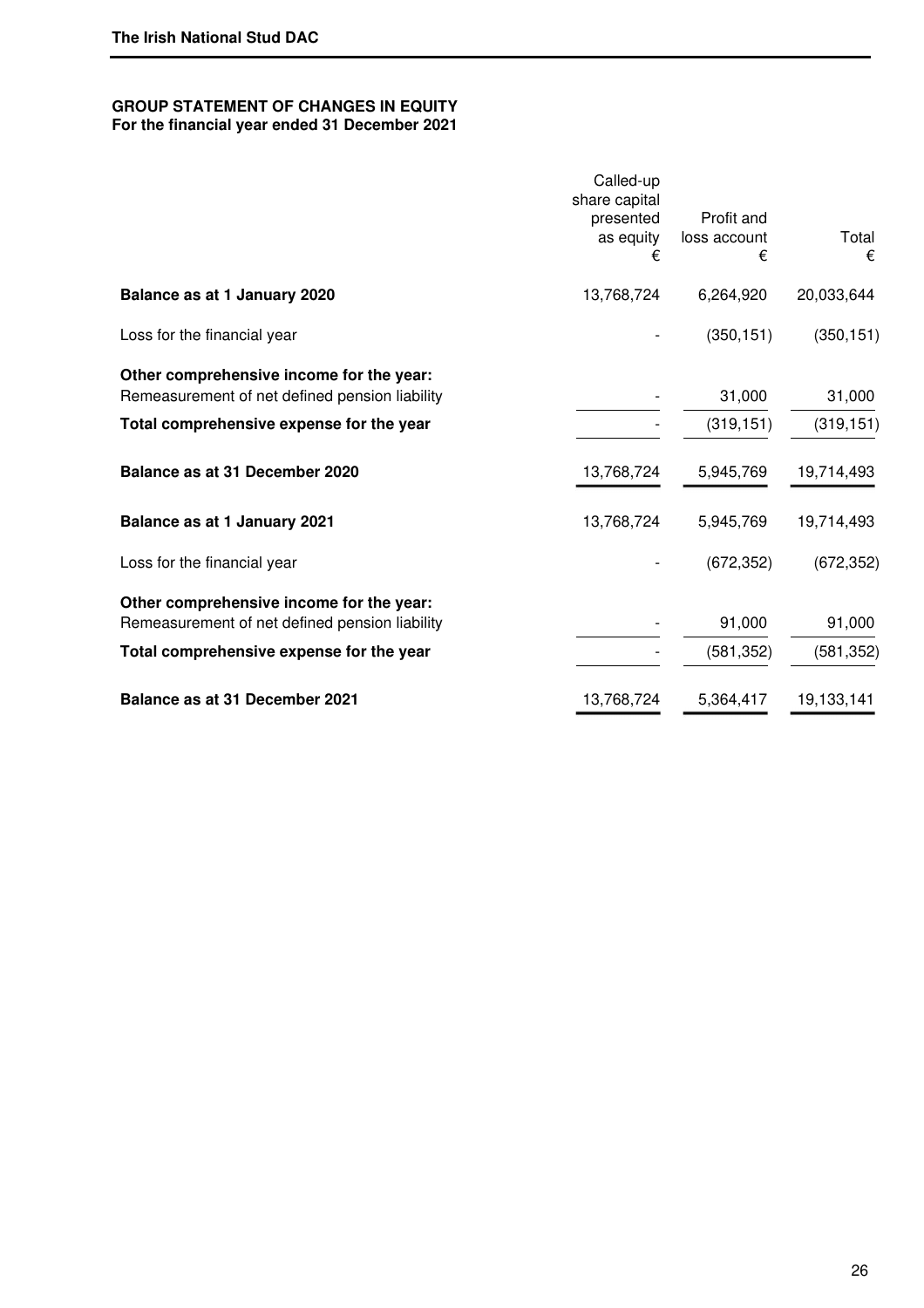**The Irish National Stud DAC**

## GROUP STATEMENT OF CHANGES IN EQUITY
**For the financial year ended 31 December 2021**

| | Called-up share capital presented as equity € | Profit and loss account € | Total € |
|---|---|---|---|
| **Balance as at 1 January 2020** | 13,768,724 | 6,264,920 | 20,033,644 |
| Loss for the financial year | - | (350,151) | (350,151) |
| **Other comprehensive income for the year:** | | | |
| Remeasurement of net defined pension liability | - | 31,000 | 31,000 |
| **Total comprehensive expense for the year** | - | (319,151) | (319,151) |
| **Balance as at 31 December 2020** | 13,768,724 | 5,945,769 | 19,714,493 |
| **Balance as at 1 January 2021** | 13,768,724 | 5,945,769 | 19,714,493 |
| Loss for the financial year | - | (672,352) | (672,352) |
| **Other comprehensive income for the year:** | | | |
| Remeasurement of net defined pension liability | - | 91,000 | 91,000 |
| **Total comprehensive expense for the year** | - | (581,352) | (581,352) |
| **Balance as at 31 December 2021** | 13,768,724 | 5,364,417 | 19,133,141 |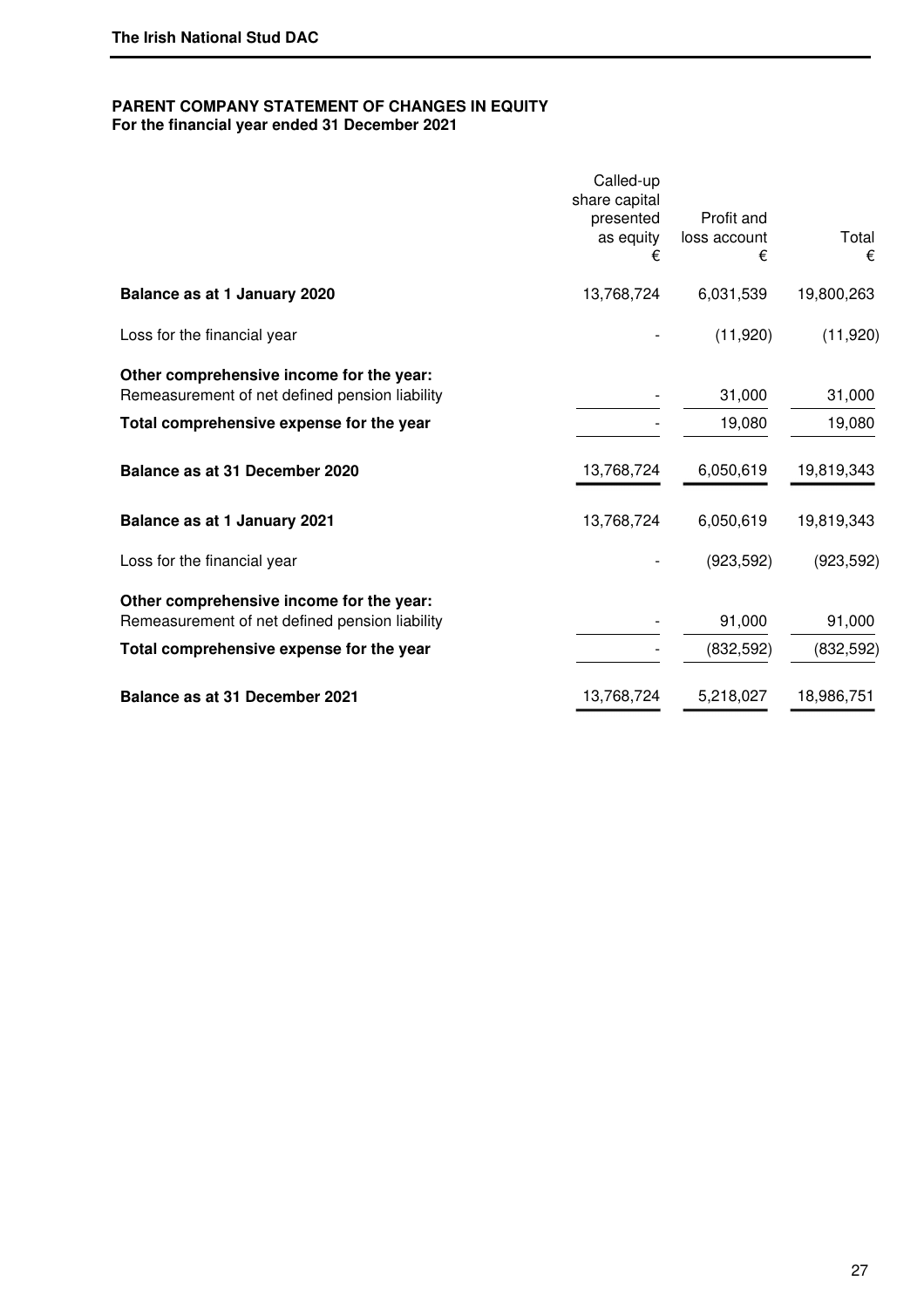**The Irish National Stud DAC**

## PARENT COMPANY STATEMENT OF CHANGES IN EQUITY
**For the financial year ended 31 December 2021**

| | Called-up share capital presented as equity € | Profit and loss account € | Total € |
|---|---|---|---|
| **Balance as at 1 January 2020** | 13,768,724 | 6,031,539 | 19,800,263 |
| Loss for the financial year | - | (11,920) | (11,920) |
| **Other comprehensive income for the year:** | | | |
| Remeasurement of net defined pension liability | - | 31,000 | 31,000 |
| **Total comprehensive expense for the year** | - | 19,080 | 19,080 |
| **Balance as at 31 December 2020** | 13,768,724 | 6,050,619 | 19,819,343 |
| **Balance as at 1 January 2021** | 13,768,724 | 6,050,619 | 19,819,343 |
| Loss for the financial year | - | (923,592) | (923,592) |
| **Other comprehensive income for the year:** | | | |
| Remeasurement of net defined pension liability | - | 91,000 | 91,000 |
| **Total comprehensive expense for the year** | - | (832,592) | (832,592) |
| **Balance as at 31 December 2021** | 13,768,724 | 5,218,027 | 18,986,751 |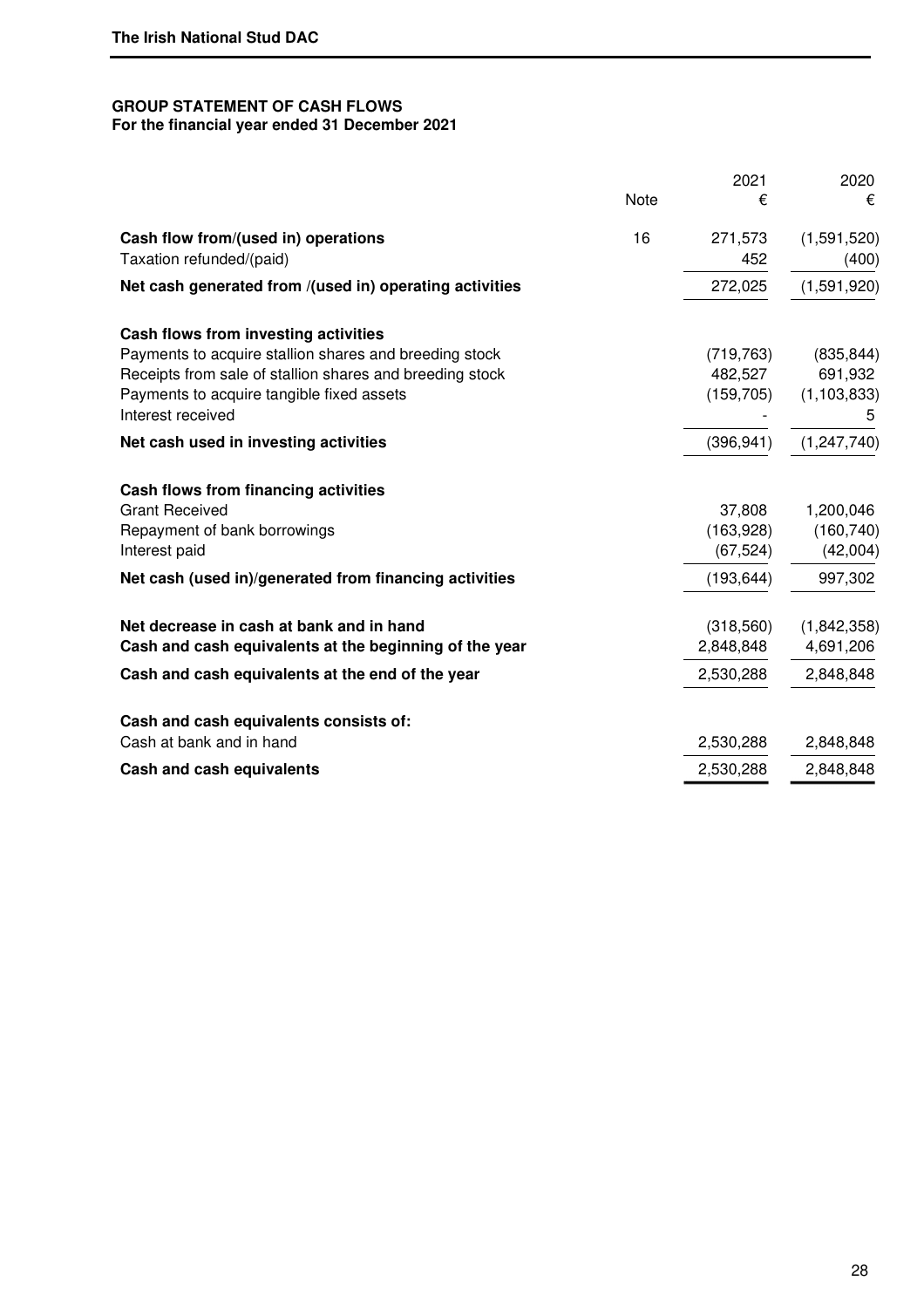**GROUP STATEMENT OF CASH FLOWS**
**For the financial year ended 31 December 2021**

| | Note | 2021 € | 2020 € |
|---|---|---|---|
| **Cash flow from/(used in) operations** | 16 | 271,573 | (1,591,520) |
| Taxation refunded/(paid) | | 452 | (400) |
| **Net cash generated from /(used in) operating activities** | | 272,025 | (1,591,920) |
| | | | |
| **Cash flows from investing activities** | | | |
| Payments to acquire stallion shares and breeding stock | | (719,763) | (835,844) |
| Receipts from sale of stallion shares and breeding stock | | 482,527 | 691,932 |
| Payments to acquire tangible fixed assets | | (159,705) | (1,103,833) |
| Interest received | | - | 5 |
| **Net cash used in investing activities** | | (396,941) | (1,247,740) |
| | | | |
| **Cash flows from financing activities** | | | |
| Grant Received | | 37,808 | 1,200,046 |
| Repayment of bank borrowings | | (163,928) | (160,740) |
| Interest paid | | (67,524) | (42,004) |
| **Net cash (used in)/generated from financing activities** | | (193,644) | 997,302 |
| | | | |
| **Net decrease in cash at bank and in hand** | | (318,560) | (1,842,358) |
| **Cash and cash equivalents at the beginning of the year** | | 2,848,848 | 4,691,206 |
| **Cash and cash equivalents at the end of the year** | | 2,530,288 | 2,848,848 |
| | | | |
| **Cash and cash equivalents consists of:** | | | |
| Cash at bank and in hand | | 2,530,288 | 2,848,848 |
| **Cash and cash equivalents** | | 2,530,288 | 2,848,848 |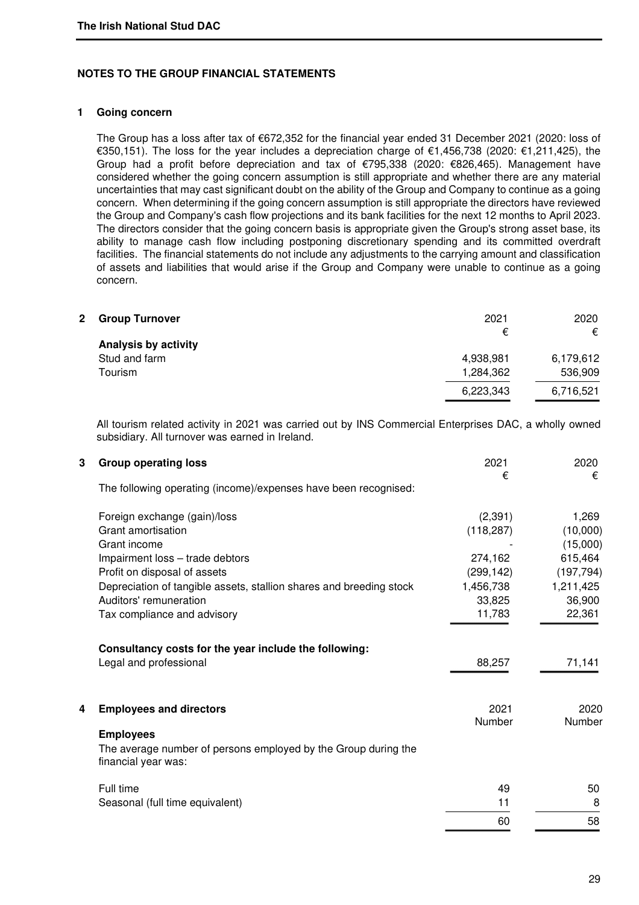## NOTES TO THE GROUP FINANCIAL STATEMENTS

### 1 Going concern

The Group has a loss after tax of €672,352 for the financial year ended 31 December 2021 (2020: loss of €350,151). The loss for the year includes a depreciation charge of €1,456,738 (2020: €1,211,425), the Group had a profit before depreciation and tax of €795,338 (2020: €826,465). Management have considered whether the going concern assumption is still appropriate and whether there are any material uncertainties that may cast significant doubt on the ability of the Group and Company to continue as a going concern. When determining if the going concern assumption is still appropriate the directors have reviewed the Group and Company's cash flow projections and its bank facilities for the next 12 months to April 2023. The directors consider that the going concern basis is appropriate given the Group's strong asset base, its ability to manage cash flow including postponing discretionary spending and its committed overdraft facilities. The financial statements do not include any adjustments to the carrying amount and classification of assets and liabilities that would arise if the Group and Company were unable to continue as a going concern.

### 2 Group Turnover

| | 2021 | 2020 |
|---|---|---|
| | € | € |
| **Analysis by activity** | | |
| Stud and farm | 4,938,981 | 6,179,612 |
| Tourism | 1,284,362 | 536,909 |
| | 6,223,343 | 6,716,521 |

All tourism related activity in 2021 was carried out by INS Commercial Enterprises DAC, a wholly owned subsidiary. All turnover was earned in Ireland.

### 3 Group operating loss

| | 2021 | 2020 |
|---|---|---|
| | € | € |
| The following operating (income)/expenses have been recognised: | | |
| Foreign exchange (gain)/loss | (2,391) | 1,269 |
| Grant amortisation | (118,287) | (10,000) |
| Grant income | - | (15,000) |
| Impairment loss – trade debtors | 274,162 | 615,464 |
| Profit on disposal of assets | (299,142) | (197,794) |
| Depreciation of tangible assets, stallion shares and breeding stock | 1,456,738 | 1,211,425 |
| Auditors' remuneration | 33,825 | 36,900 |
| Tax compliance and advisory | 11,783 | 22,361 |

| | 2021 | 2020 |
|---|---|---|
| **Consultancy costs for the year include the following:** | | |
| Legal and professional | 88,257 | 71,141 |

### 4 Employees and directors

| | 2021 | 2020 |
|---|---|---|
| | Number | Number |
| **Employees** | | |
| The average number of persons employed by the Group during the financial year was: | | |
| Full time | 49 | 50 |
| Seasonal (full time equivalent) | 11 | 8 |
| | 60 | 58 |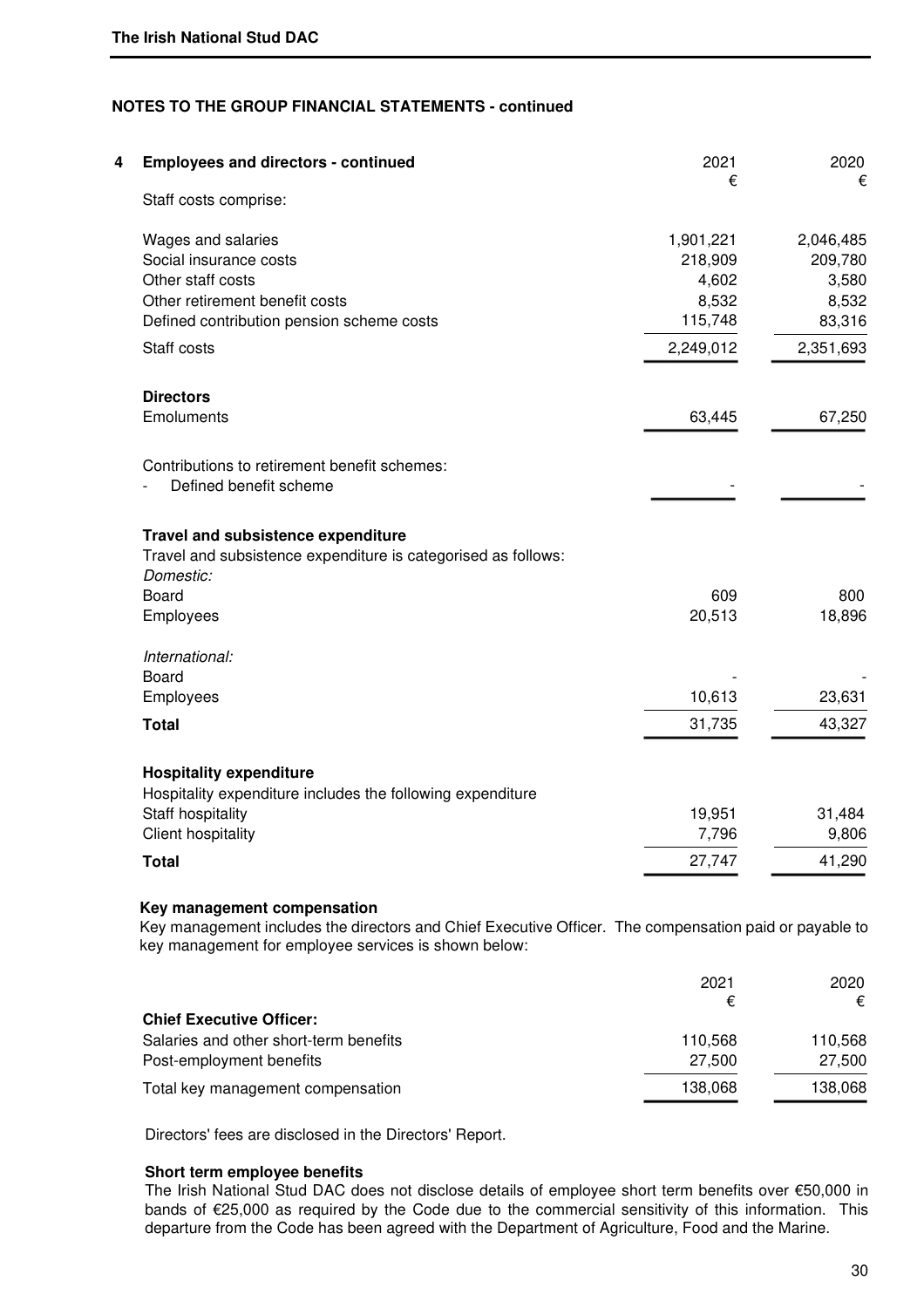## NOTES TO THE GROUP FINANCIAL STATEMENTS - continued

### 4 Employees and directors - continued

| | 2021 € | 2020 € |
|---|---|---|
| Staff costs comprise: | | |
| Wages and salaries | 1,901,221 | 2,046,485 |
| Social insurance costs | 218,909 | 209,780 |
| Other staff costs | 4,602 | 3,580 |
| Other retirement benefit costs | 8,532 | 8,532 |
| Defined contribution pension scheme costs | 115,748 | 83,316 |
| Staff costs | 2,249,012 | 2,351,693 |

**Directors**

| | 2021 € | 2020 € |
|---|---|---|
| Emoluments | 63,445 | 67,250 |
| Contributions to retirement benefit schemes: | | |
| - Defined benefit scheme | - | - |

**Travel and subsistence expenditure**

Travel and subsistence expenditure is categorised as follows:

| | 2021 € | 2020 € |
|---|---|---|
| *Domestic:* | | |
| Board | 609 | 800 |
| Employees | 20,513 | 18,896 |
| *International:* | | |
| Board | - | - |
| Employees | 10,613 | 23,631 |
| **Total** | 31,735 | 43,327 |

**Hospitality expenditure**

Hospitality expenditure includes the following expenditure

| | 2021 € | 2020 € |
|---|---|---|
| Staff hospitality | 19,951 | 31,484 |
| Client hospitality | 7,796 | 9,806 |
| **Total** | 27,747 | 41,290 |

**Key management compensation**

Key management includes the directors and Chief Executive Officer. The compensation paid or payable to key management for employee services is shown below:

| | 2021 € | 2020 € |
|---|---|---|
| **Chief Executive Officer:** | | |
| Salaries and other short-term benefits | 110,568 | 110,568 |
| Post-employment benefits | 27,500 | 27,500 |
| Total key management compensation | 138,068 | 138,068 |

Directors' fees are disclosed in the Directors' Report.

**Short term employee benefits**

The Irish National Stud DAC does not disclose details of employee short term benefits over €50,000 in bands of €25,000 as required by the Code due to the commercial sensitivity of this information. This departure from the Code has been agreed with the Department of Agriculture, Food and the Marine.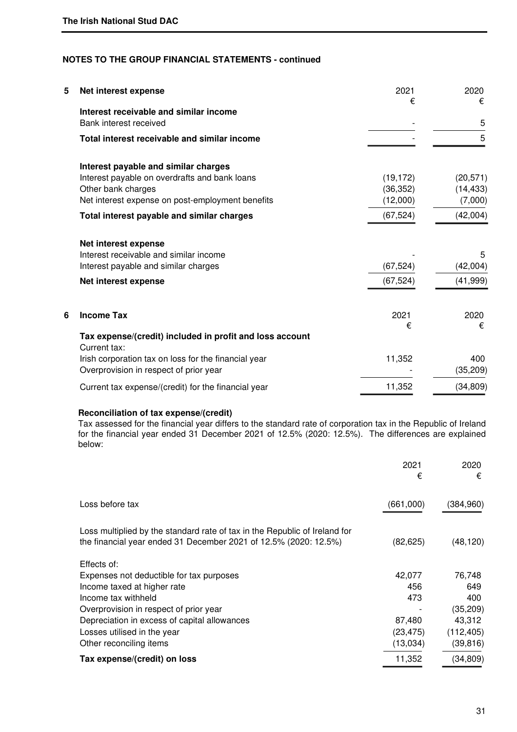## NOTES TO THE GROUP FINANCIAL STATEMENTS - continued

### 5 Net interest expense

| | 2021 € | 2020 € |
|---|---|---|
| **Interest receivable and similar income** | | |
| Bank interest received | - | 5 |
| **Total interest receivable and similar income** | - | 5 |
| | | |
| **Interest payable and similar charges** | | |
| Interest payable on overdrafts and bank loans | (19,172) | (20,571) |
| Other bank charges | (36,352) | (14,433) |
| Net interest expense on post-employment benefits | (12,000) | (7,000) |
| **Total interest payable and similar charges** | (67,524) | (42,004) |
| | | |
| **Net interest expense** | | |
| Interest receivable and similar income | - | 5 |
| Interest payable and similar charges | (67,524) | (42,004) |
| **Net interest expense** | (67,524) | (41,999) |

### 6 Income Tax

| | 2021 € | 2020 € |
|---|---|---|
| **Tax expense/(credit) included in profit and loss account** | | |
| Current tax: | | |
| Irish corporation tax on loss for the financial year | 11,352 | 400 |
| Overprovision in respect of prior year | - | (35,209) |
| Current tax expense/(credit) for the financial year | 11,352 | (34,809) |

**Reconciliation of tax expense/(credit)**

Tax assessed for the financial year differs to the standard rate of corporation tax in the Republic of Ireland for the financial year ended 31 December 2021 of 12.5% (2020: 12.5%). The differences are explained below:

| | 2021 € | 2020 € |
|---|---|---|
| Loss before tax | (661,000) | (384,960) |
| Loss multiplied by the standard rate of tax in the Republic of Ireland for the financial year ended 31 December 2021 of 12.5% (2020: 12.5%) | (82,625) | (48,120) |
| Effects of: | | |
| Expenses not deductible for tax purposes | 42,077 | 76,748 |
| Income taxed at higher rate | 456 | 649 |
| Income tax withheld | 473 | 400 |
| Overprovision in respect of prior year | - | (35,209) |
| Depreciation in excess of capital allowances | 87,480 | 43,312 |
| Losses utilised in the year | (23,475) | (112,405) |
| Other reconciling items | (13,034) | (39,816) |
| **Tax expense/(credit) on loss** | 11,352 | (34,809) |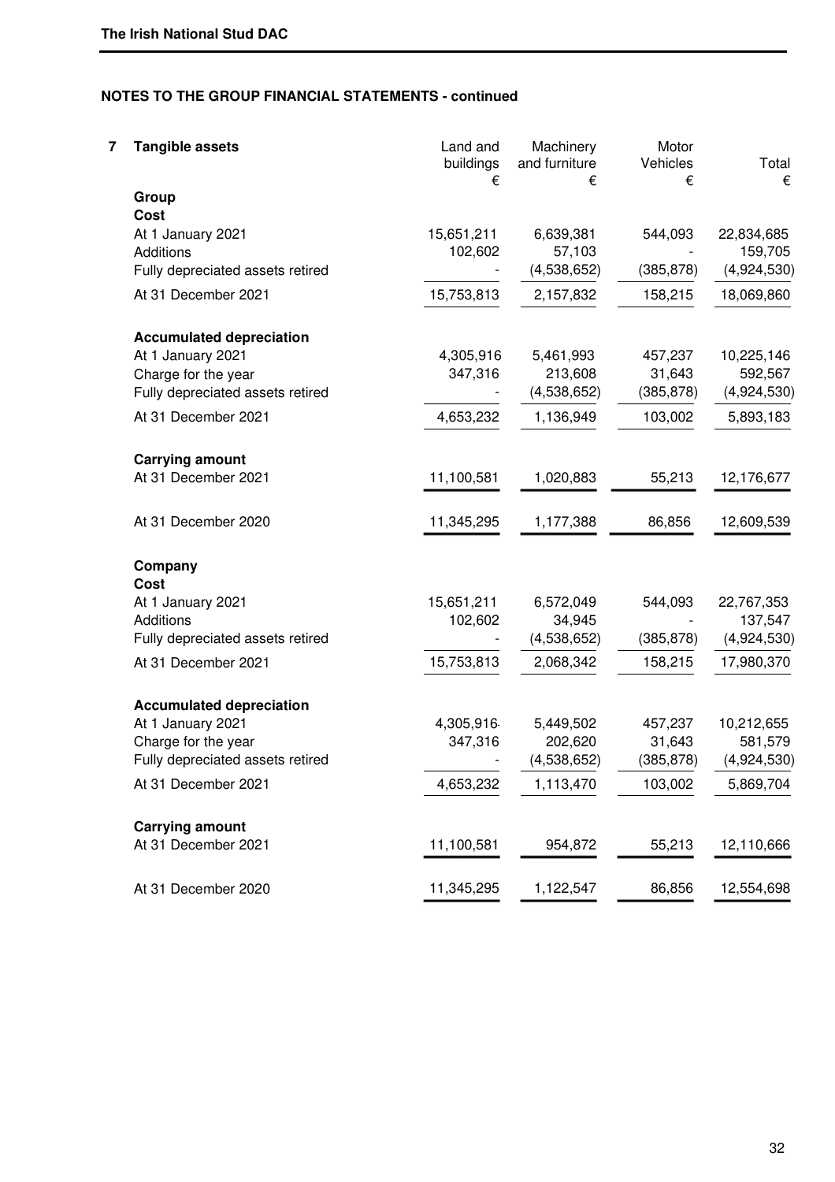The Irish National Stud DAC

**NOTES TO THE GROUP FINANCIAL STATEMENTS - continued**

## 7 Tangible assets

| | Land and buildings € | Machinery and furniture € | Motor Vehicles € | Total € |
|---|---|---|---|---|
| **Group** | | | | |
| **Cost** | | | | |
| At 1 January 2021 | 15,651,211 | 6,639,381 | 544,093 | 22,834,685 |
| Additions | 102,602 | 57,103 | - | 159,705 |
| Fully depreciated assets retired | - | (4,538,652) | (385,878) | (4,924,530) |
| At 31 December 2021 | 15,753,813 | 2,157,832 | 158,215 | 18,069,860 |
| **Accumulated depreciation** | | | | |
| At 1 January 2021 | 4,305,916 | 5,461,993 | 457,237 | 10,225,146 |
| Charge for the year | 347,316 | 213,608 | 31,643 | 592,567 |
| Fully depreciated assets retired | - | (4,538,652) | (385,878) | (4,924,530) |
| At 31 December 2021 | 4,653,232 | 1,136,949 | 103,002 | 5,893,183 |
| **Carrying amount** | | | | |
| At 31 December 2021 | 11,100,581 | 1,020,883 | 55,213 | 12,176,677 |
| At 31 December 2020 | 11,345,295 | 1,177,388 | 86,856 | 12,609,539 |
| **Company** | | | | |
| **Cost** | | | | |
| At 1 January 2021 | 15,651,211 | 6,572,049 | 544,093 | 22,767,353 |
| Additions | 102,602 | 34,945 | - | 137,547 |
| Fully depreciated assets retired | - | (4,538,652) | (385,878) | (4,924,530) |
| At 31 December 2021 | 15,753,813 | 2,068,342 | 158,215 | 17,980,370 |
| **Accumulated depreciation** | | | | |
| At 1 January 2021 | 4,305,916 | 5,449,502 | 457,237 | 10,212,655 |
| Charge for the year | 347,316 | 202,620 | 31,643 | 581,579 |
| Fully depreciated assets retired | - | (4,538,652) | (385,878) | (4,924,530) |
| At 31 December 2021 | 4,653,232 | 1,113,470 | 103,002 | 5,869,704 |
| **Carrying amount** | | | | |
| At 31 December 2021 | 11,100,581 | 954,872 | 55,213 | 12,110,666 |
| At 31 December 2020 | 11,345,295 | 1,122,547 | 86,856 | 12,554,698 |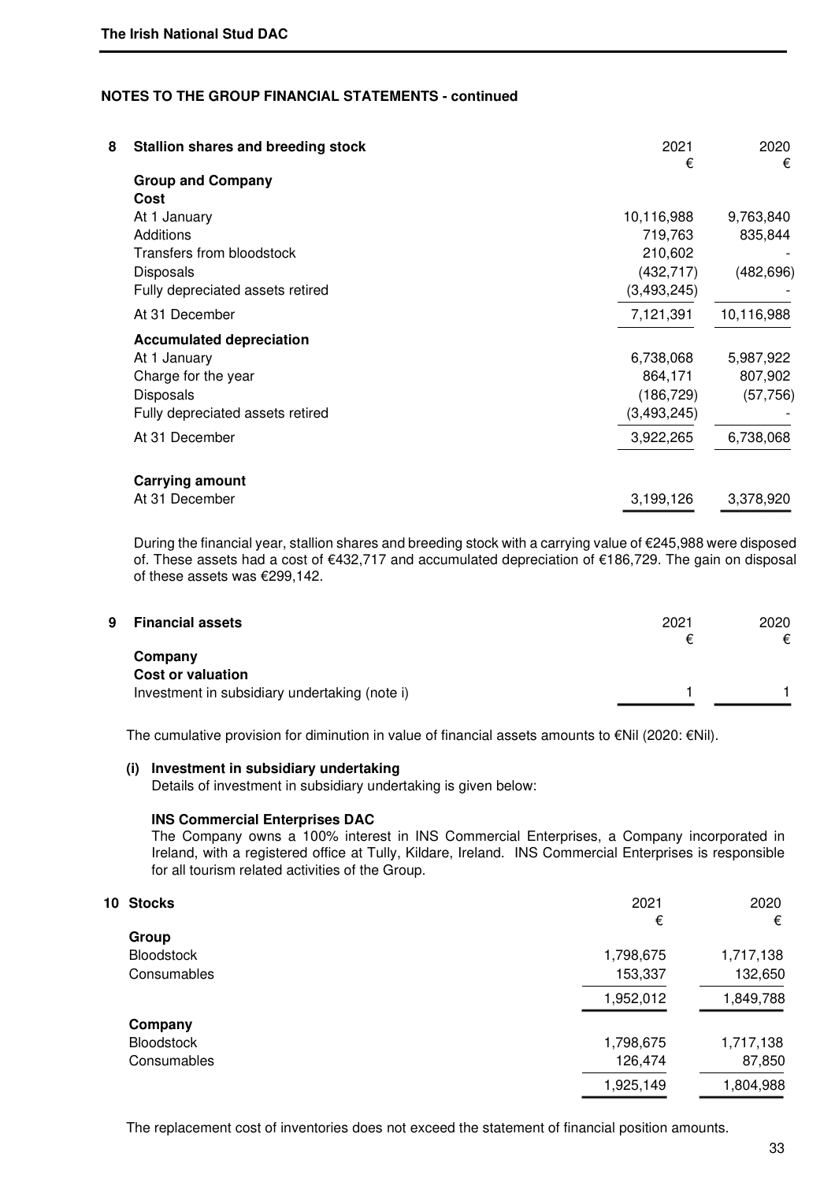## NOTES TO THE GROUP FINANCIAL STATEMENTS - continued

### 8 Stallion shares and breeding stock

| | 2021 € | 2020 € |
|---|---|---|
| **Group and Company** | | |
| **Cost** | | |
| At 1 January | 10,116,988 | 9,763,840 |
| Additions | 719,763 | 835,844 |
| Transfers from bloodstock | 210,602 | - |
| Disposals | (432,717) | (482,696) |
| Fully depreciated assets retired | (3,493,245) | - |
| At 31 December | 7,121,391 | 10,116,988 |
| **Accumulated depreciation** | | |
| At 1 January | 6,738,068 | 5,987,922 |
| Charge for the year | 864,171 | 807,902 |
| Disposals | (186,729) | (57,756) |
| Fully depreciated assets retired | (3,493,245) | - |
| At 31 December | 3,922,265 | 6,738,068 |
| **Carrying amount** | | |
| At 31 December | 3,199,126 | 3,378,920 |

During the financial year, stallion shares and breeding stock with a carrying value of €245,988 were disposed of. These assets had a cost of €432,717 and accumulated depreciation of €186,729. The gain on disposal of these assets was €299,142.

### 9 Financial assets

| | 2021 € | 2020 € |
|---|---|---|
| **Company** | | |
| **Cost or valuation** | | |
| Investment in subsidiary undertaking (note i) | 1 | 1 |

The cumulative provision for diminution in value of financial assets amounts to €Nil (2020: €Nil).

**(i) Investment in subsidiary undertaking**

Details of investment in subsidiary undertaking is given below:

**INS Commercial Enterprises DAC**

The Company owns a 100% interest in INS Commercial Enterprises, a Company incorporated in Ireland, with a registered office at Tully, Kildare, Ireland. INS Commercial Enterprises is responsible for all tourism related activities of the Group.

### 10 Stocks

| | 2021 € | 2020 € |
|---|---|---|
| **Group** | | |
| Bloodstock | 1,798,675 | 1,717,138 |
| Consumables | 153,337 | 132,650 |
| | 1,952,012 | 1,849,788 |
| **Company** | | |
| Bloodstock | 1,798,675 | 1,717,138 |
| Consumables | 126,474 | 87,850 |
| | 1,925,149 | 1,804,988 |

The replacement cost of inventories does not exceed the statement of financial position amounts.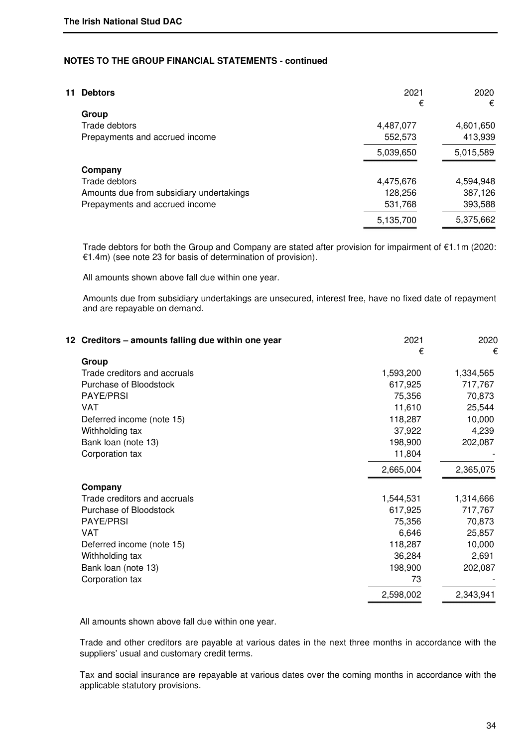**NOTES TO THE GROUP FINANCIAL STATEMENTS - continued**

## 11 Debtors

| | 2021 € | 2020 € |
|---|---|---|
| **Group** | | |
| Trade debtors | 4,487,077 | 4,601,650 |
| Prepayments and accrued income | 552,573 | 413,939 |
| | 5,039,650 | 5,015,589 |
| **Company** | | |
| Trade debtors | 4,475,676 | 4,594,948 |
| Amounts due from subsidiary undertakings | 128,256 | 387,126 |
| Prepayments and accrued income | 531,768 | 393,588 |
| | 5,135,700 | 5,375,662 |

Trade debtors for both the Group and Company are stated after provision for impairment of €1.1m (2020: €1.4m) (see note 23 for basis of determination of provision).

All amounts shown above fall due within one year.

Amounts due from subsidiary undertakings are unsecured, interest free, have no fixed date of repayment and are repayable on demand.

## 12 Creditors – amounts falling due within one year

| | 2021 € | 2020 € |
|---|---|---|
| **Group** | | |
| Trade creditors and accruals | 1,593,200 | 1,334,565 |
| Purchase of Bloodstock | 617,925 | 717,767 |
| PAYE/PRSI | 75,356 | 70,873 |
| VAT | 11,610 | 25,544 |
| Deferred income (note 15) | 118,287 | 10,000 |
| Withholding tax | 37,922 | 4,239 |
| Bank loan (note 13) | 198,900 | 202,087 |
| Corporation tax | 11,804 | - |
| | 2,665,004 | 2,365,075 |
| **Company** | | |
| Trade creditors and accruals | 1,544,531 | 1,314,666 |
| Purchase of Bloodstock | 617,925 | 717,767 |
| PAYE/PRSI | 75,356 | 70,873 |
| VAT | 6,646 | 25,857 |
| Deferred income (note 15) | 118,287 | 10,000 |
| Withholding tax | 36,284 | 2,691 |
| Bank loan (note 13) | 198,900 | 202,087 |
| Corporation tax | 73 | - |
| | 2,598,002 | 2,343,941 |

All amounts shown above fall due within one year.

Trade and other creditors are payable at various dates in the next three months in accordance with the suppliers' usual and customary credit terms.

Tax and social insurance are repayable at various dates over the coming months in accordance with the applicable statutory provisions.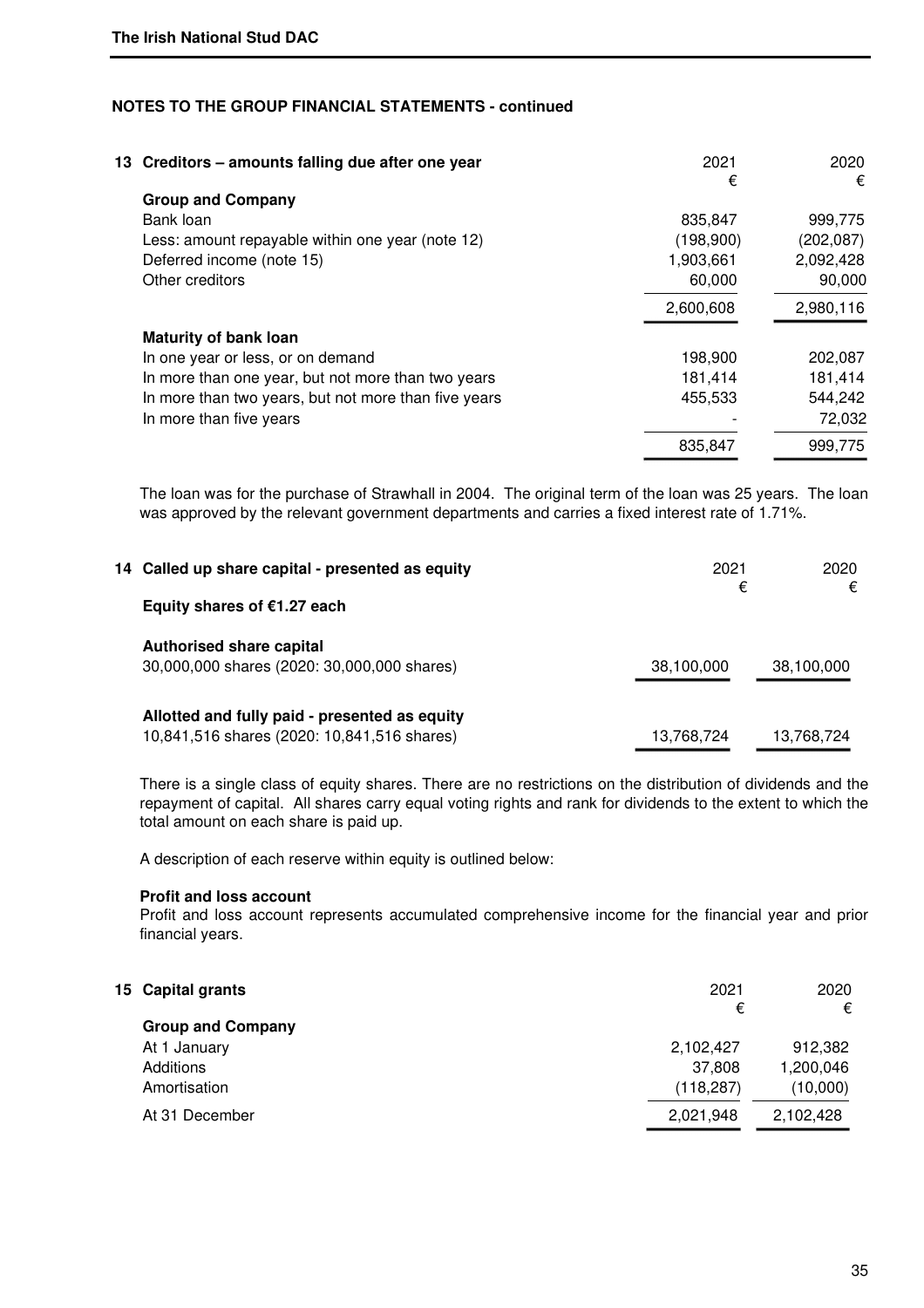**The Irish National Stud DAC**

## NOTES TO THE GROUP FINANCIAL STATEMENTS - continued

### 13 Creditors – amounts falling due after one year

| | 2021<br>€ | 2020<br>€ |
|---|---|---|
| **Group and Company** | | |
| Bank loan | 835,847 | 999,775 |
| Less: amount repayable within one year (note 12) | (198,900) | (202,087) |
| Deferred income (note 15) | 1,903,661 | 2,092,428 |
| Other creditors | 60,000 | 90,000 |
| | 2,600,608 | 2,980,116 |
| **Maturity of bank loan** | | |
| In one year or less, or on demand | 198,900 | 202,087 |
| In more than one year, but not more than two years | 181,414 | 181,414 |
| In more than two years, but not more than five years | 455,533 | 544,242 |
| In more than five years | - | 72,032 |
| | 835,847 | 999,775 |

The loan was for the purchase of Strawhall in 2004. The original term of the loan was 25 years. The loan was approved by the relevant government departments and carries a fixed interest rate of 1.71%.

### 14 Called up share capital - presented as equity

| | 2021<br>€ | 2020<br>€ |
|---|---|---|
| **Equity shares of €1.27 each** | | |
| **Authorised share capital** | | |
| 30,000,000 shares (2020: 30,000,000 shares) | 38,100,000 | 38,100,000 |
| **Allotted and fully paid - presented as equity** | | |
| 10,841,516 shares (2020: 10,841,516 shares) | 13,768,724 | 13,768,724 |

There is a single class of equity shares. There are no restrictions on the distribution of dividends and the repayment of capital. All shares carry equal voting rights and rank for dividends to the extent to which the total amount on each share is paid up.

A description of each reserve within equity is outlined below:

**Profit and loss account**
Profit and loss account represents accumulated comprehensive income for the financial year and prior financial years.

### 15 Capital grants

| | 2021<br>€ | 2020<br>€ |
|---|---|---|
| **Group and Company** | | |
| At 1 January | 2,102,427 | 912,382 |
| Additions | 37,808 | 1,200,046 |
| Amortisation | (118,287) | (10,000) |
| At 31 December | 2,021,948 | 2,102,428 |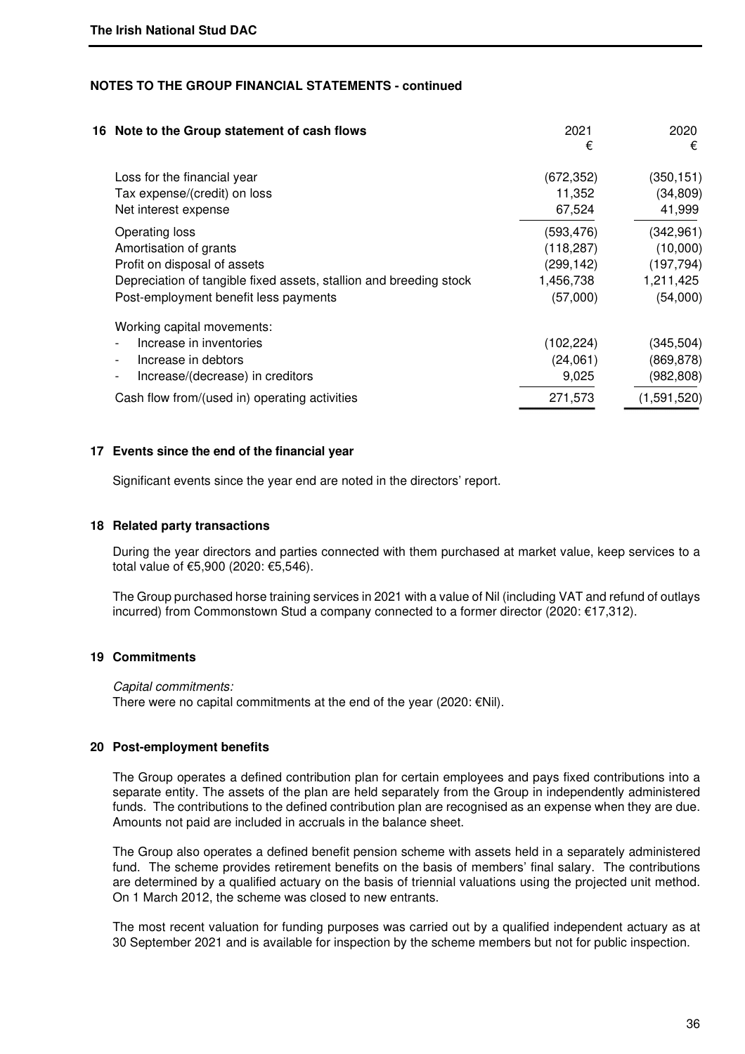## NOTES TO THE GROUP FINANCIAL STATEMENTS - continued

### 16 Note to the Group statement of cash flows

| | 2021 € | 2020 € |
|---|---|---|
| Loss for the financial year | (672,352) | (350,151) |
| Tax expense/(credit) on loss | 11,352 | (34,809) |
| Net interest expense | 67,524 | 41,999 |
| Operating loss | (593,476) | (342,961) |
| Amortisation of grants | (118,287) | (10,000) |
| Profit on disposal of assets | (299,142) | (197,794) |
| Depreciation of tangible fixed assets, stallion and breeding stock | 1,456,738 | 1,211,425 |
| Post-employment benefit less payments | (57,000) | (54,000) |
| Working capital movements: | | |
| - Increase in inventories | (102,224) | (345,504) |
| - Increase in debtors | (24,061) | (869,878) |
| - Increase/(decrease) in creditors | 9,025 | (982,808) |
| Cash flow from/(used in) operating activities | 271,573 | (1,591,520) |

### 17 Events since the end of the financial year

Significant events since the year end are noted in the directors' report.

### 18 Related party transactions

During the year directors and parties connected with them purchased at market value, keep services to a total value of €5,900 (2020: €5,546).

The Group purchased horse training services in 2021 with a value of Nil (including VAT and refund of outlays incurred) from Commonstown Stud a company connected to a former director (2020: €17,312).

### 19 Commitments

*Capital commitments:*

There were no capital commitments at the end of the year (2020: €Nil).

### 20 Post-employment benefits

The Group operates a defined contribution plan for certain employees and pays fixed contributions into a separate entity. The assets of the plan are held separately from the Group in independently administered funds. The contributions to the defined contribution plan are recognised as an expense when they are due. Amounts not paid are included in accruals in the balance sheet.

The Group also operates a defined benefit pension scheme with assets held in a separately administered fund. The scheme provides retirement benefits on the basis of members' final salary. The contributions are determined by a qualified actuary on the basis of triennial valuations using the projected unit method. On 1 March 2012, the scheme was closed to new entrants.

The most recent valuation for funding purposes was carried out by a qualified independent actuary as at 30 September 2021 and is available for inspection by the scheme members but not for public inspection.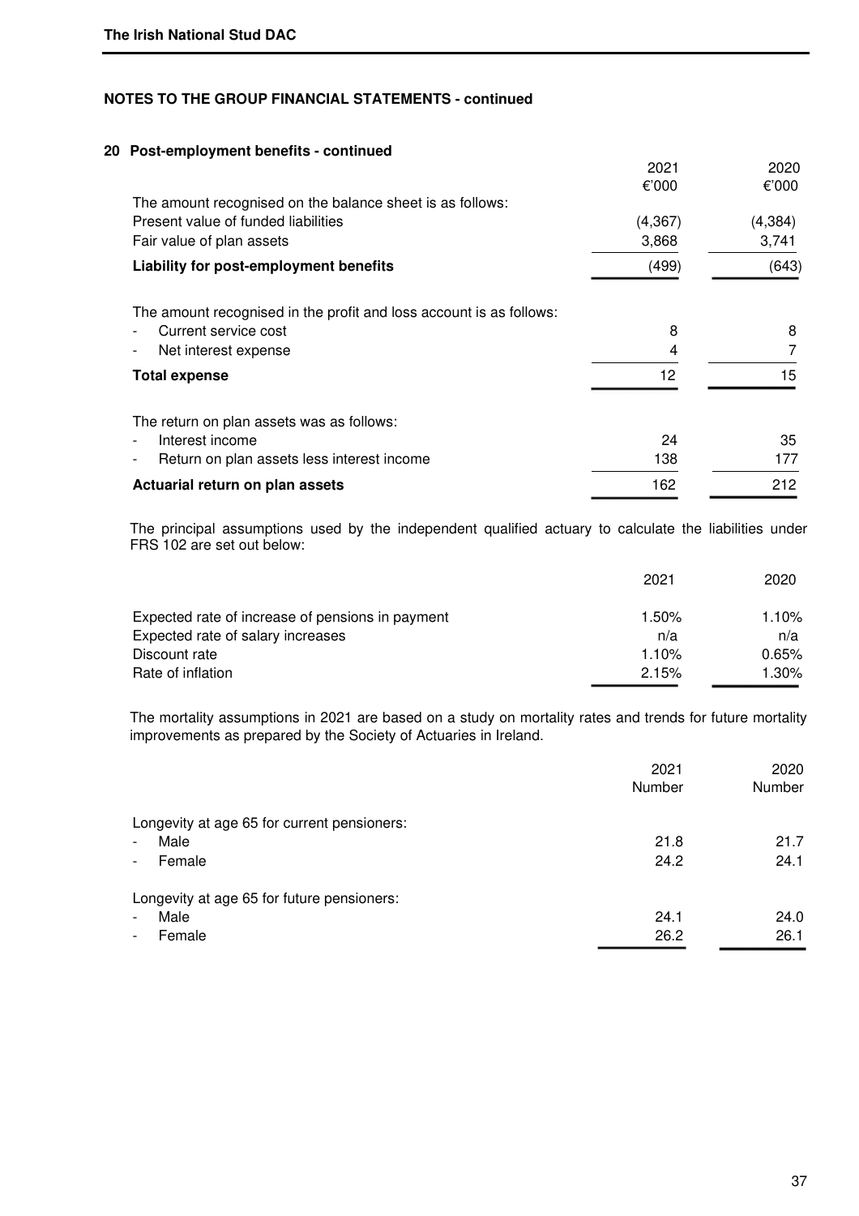**NOTES TO THE GROUP FINANCIAL STATEMENTS - continued**

### 20 Post-employment benefits - continued

| | 2021 €'000 | 2020 €'000 |
|---|---|---|
| The amount recognised on the balance sheet is as follows: | | |
| Present value of funded liabilities | (4,367) | (4,384) |
| Fair value of plan assets | 3,868 | 3,741 |
| **Liability for post-employment benefits** | (499) | (643) |
| | | |
| The amount recognised in the profit and loss account is as follows: | | |
| - Current service cost | 8 | 8 |
| - Net interest expense | 4 | 7 |
| **Total expense** | 12 | 15 |
| | | |
| The return on plan assets was as follows: | | |
| - Interest income | 24 | 35 |
| - Return on plan assets less interest income | 138 | 177 |
| **Actuarial return on plan assets** | 162 | 212 |

The principal assumptions used by the independent qualified actuary to calculate the liabilities under FRS 102 are set out below:

| | 2021 | 2020 |
|---|---|---|
| Expected rate of increase of pensions in payment | 1.50% | 1.10% |
| Expected rate of salary increases | n/a | n/a |
| Discount rate | 1.10% | 0.65% |
| Rate of inflation | 2.15% | 1.30% |

The mortality assumptions in 2021 are based on a study on mortality rates and trends for future mortality improvements as prepared by the Society of Actuaries in Ireland.

| | 2021 Number | 2020 Number |
|---|---|---|
| Longevity at age 65 for current pensioners: | | |
| - Male | 21.8 | 21.7 |
| - Female | 24.2 | 24.1 |
| | | |
| Longevity at age 65 for future pensioners: | | |
| - Male | 24.1 | 24.0 |
| - Female | 26.2 | 26.1 |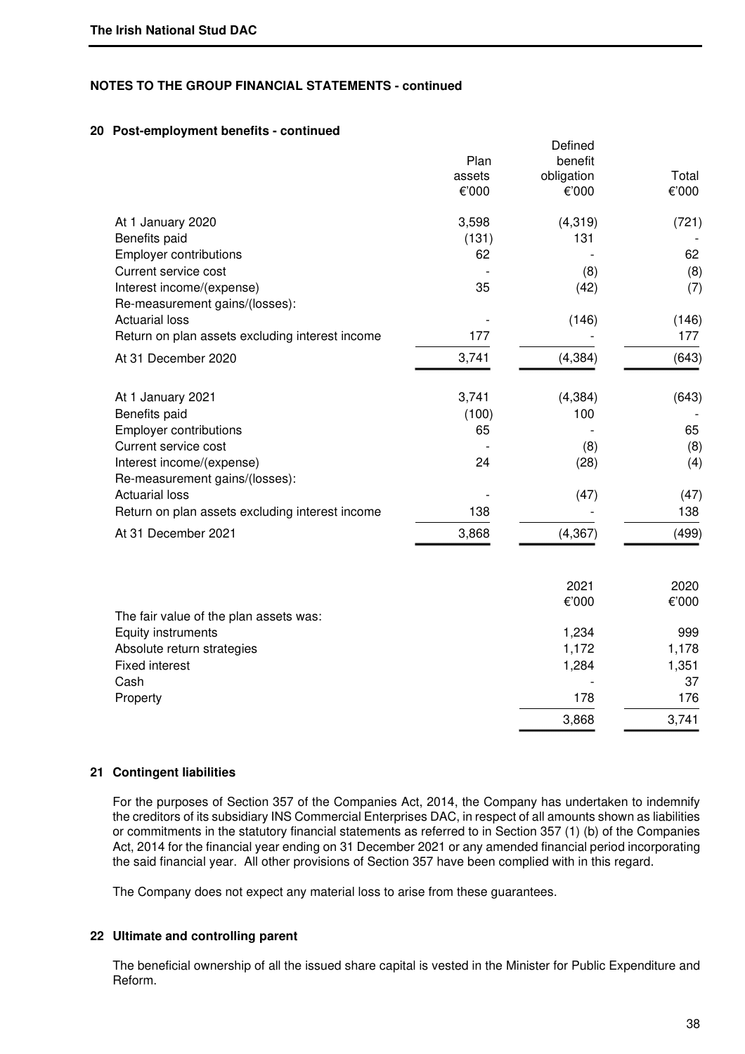## NOTES TO THE GROUP FINANCIAL STATEMENTS - continued

### 20 Post-employment benefits - continued

| | Plan assets €'000 | Defined benefit obligation €'000 | Total €'000 |
|---|---|---|---|
| At 1 January 2020 | 3,598 | (4,319) | (721) |
| Benefits paid | (131) | 131 | - |
| Employer contributions | 62 | - | 62 |
| Current service cost | - | (8) | (8) |
| Interest income/(expense) | 35 | (42) | (7) |
| Re-measurement gains/(losses): | | | |
| Actuarial loss | - | (146) | (146) |
| Return on plan assets excluding interest income | 177 | - | 177 |
| At 31 December 2020 | 3,741 | (4,384) | (643) |
| | | | |
| At 1 January 2021 | 3,741 | (4,384) | (643) |
| Benefits paid | (100) | 100 | - |
| Employer contributions | 65 | - | 65 |
| Current service cost | - | (8) | (8) |
| Interest income/(expense) | 24 | (28) | (4) |
| Re-measurement gains/(losses): | | | |
| Actuarial loss | - | (47) | (47) |
| Return on plan assets excluding interest income | 138 | - | 138 |
| At 31 December 2021 | 3,868 | (4,367) | (499) |

| | 2021 €'000 | 2020 €'000 |
|---|---|---|
| The fair value of the plan assets was: | | |
| Equity instruments | 1,234 | 999 |
| Absolute return strategies | 1,172 | 1,178 |
| Fixed interest | 1,284 | 1,351 |
| Cash | - | 37 |
| Property | 178 | 176 |
| | 3,868 | 3,741 |

### 21 Contingent liabilities

For the purposes of Section 357 of the Companies Act, 2014, the Company has undertaken to indemnify the creditors of its subsidiary INS Commercial Enterprises DAC, in respect of all amounts shown as liabilities or commitments in the statutory financial statements as referred to in Section 357 (1) (b) of the Companies Act, 2014 for the financial year ending on 31 December 2021 or any amended financial period incorporating the said financial year. All other provisions of Section 357 have been complied with in this regard.

The Company does not expect any material loss to arise from these guarantees.

### 22 Ultimate and controlling parent

The beneficial ownership of all the issued share capital is vested in the Minister for Public Expenditure and Reform.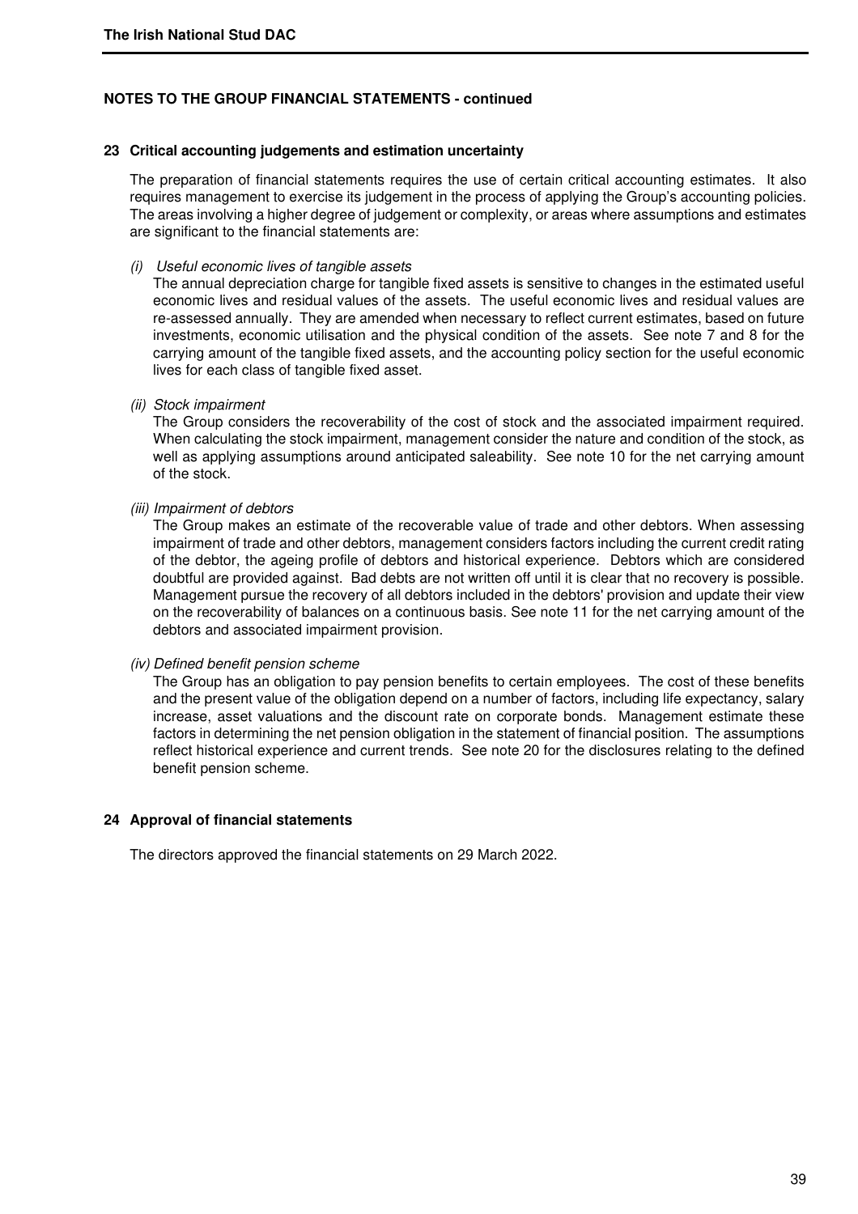## NOTES TO THE GROUP FINANCIAL STATEMENTS - continued

### 23 Critical accounting judgements and estimation uncertainty

The preparation of financial statements requires the use of certain critical accounting estimates. It also requires management to exercise its judgement in the process of applying the Group's accounting policies. The areas involving a higher degree of judgement or complexity, or areas where assumptions and estimates are significant to the financial statements are:

*(i) Useful economic lives of tangible assets*

The annual depreciation charge for tangible fixed assets is sensitive to changes in the estimated useful economic lives and residual values of the assets. The useful economic lives and residual values are re-assessed annually. They are amended when necessary to reflect current estimates, based on future investments, economic utilisation and the physical condition of the assets. See note 7 and 8 for the carrying amount of the tangible fixed assets, and the accounting policy section for the useful economic lives for each class of tangible fixed asset.

*(ii) Stock impairment*

The Group considers the recoverability of the cost of stock and the associated impairment required. When calculating the stock impairment, management consider the nature and condition of the stock, as well as applying assumptions around anticipated saleability. See note 10 for the net carrying amount of the stock.

*(iii) Impairment of debtors*

The Group makes an estimate of the recoverable value of trade and other debtors. When assessing impairment of trade and other debtors, management considers factors including the current credit rating of the debtor, the ageing profile of debtors and historical experience. Debtors which are considered doubtful are provided against. Bad debts are not written off until it is clear that no recovery is possible. Management pursue the recovery of all debtors included in the debtors' provision and update their view on the recoverability of balances on a continuous basis. See note 11 for the net carrying amount of the debtors and associated impairment provision.

*(iv) Defined benefit pension scheme*

The Group has an obligation to pay pension benefits to certain employees. The cost of these benefits and the present value of the obligation depend on a number of factors, including life expectancy, salary increase, asset valuations and the discount rate on corporate bonds. Management estimate these factors in determining the net pension obligation in the statement of financial position. The assumptions reflect historical experience and current trends. See note 20 for the disclosures relating to the defined benefit pension scheme.

### 24 Approval of financial statements

The directors approved the financial statements on 29 March 2022.